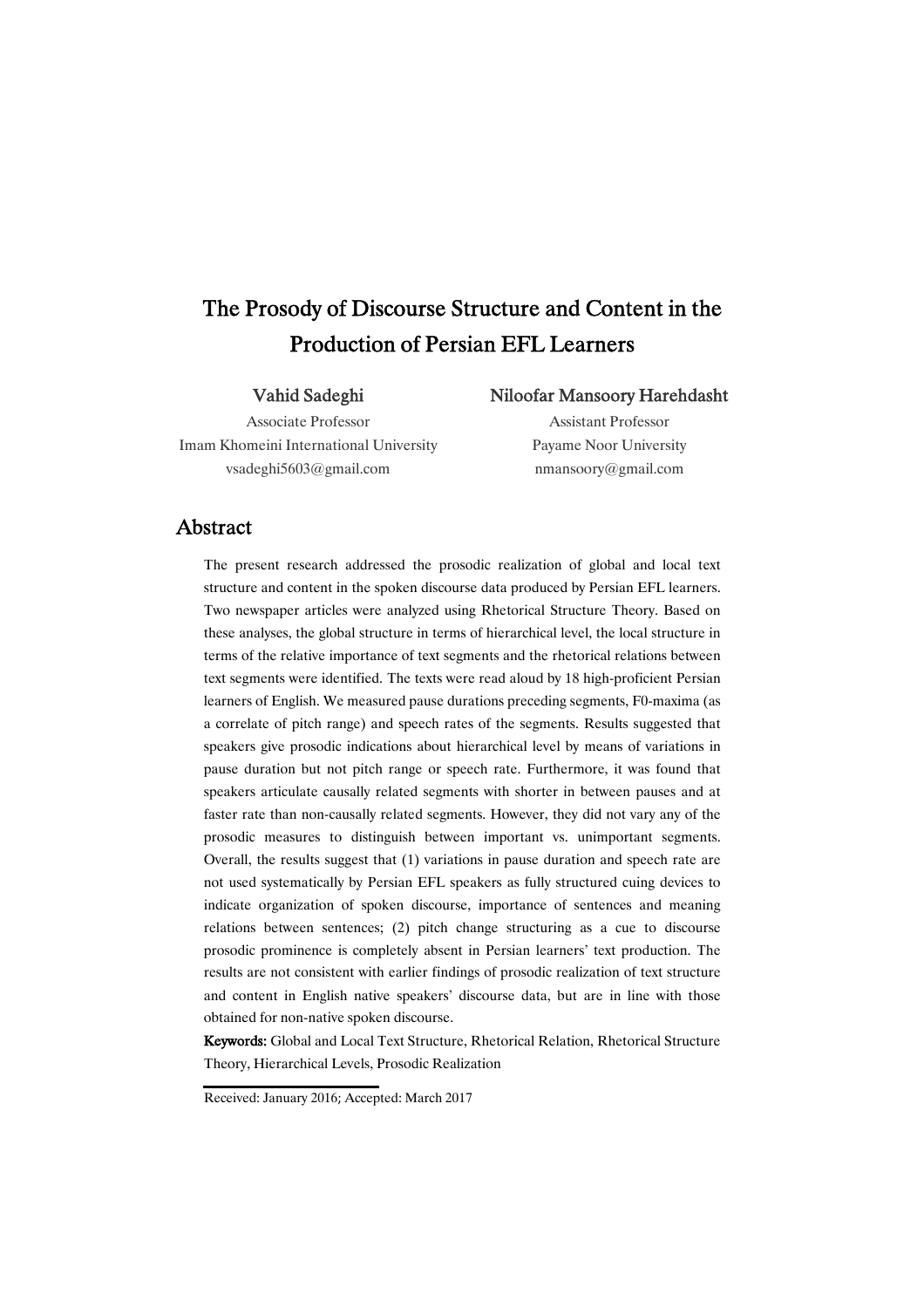# The Prosody of Discourse Structure and Content in the Production of Persian EFL Learners

**Vahid Sadeghi**
Associate Professor
Imam Khomeini International University
vsadeghi5603@gmail.com

**Niloofar Mansoory Harehdasht**
Assistant Professor
Payame Noor University
nmansoory@gmail.com

## Abstract

The present research addressed the prosodic realization of global and local text structure and content in the spoken discourse data produced by Persian EFL learners. Two newspaper articles were analyzed using Rhetorical Structure Theory. Based on these analyses, the global structure in terms of hierarchical level, the local structure in terms of the relative importance of text segments and the rhetorical relations between text segments were identified. The texts were read aloud by 18 high-proficient Persian learners of English. We measured pause durations preceding segments, F0-maxima (as a correlate of pitch range) and speech rates of the segments. Results suggested that speakers give prosodic indications about hierarchical level by means of variations in pause duration but not pitch range or speech rate. Furthermore, it was found that speakers articulate causally related segments with shorter in between pauses and at faster rate than non-causally related segments. However, they did not vary any of the prosodic measures to distinguish between important vs. unimportant segments. Overall, the results suggest that (1) variations in pause duration and speech rate are not used systematically by Persian EFL speakers as fully structured cuing devices to indicate organization of spoken discourse, importance of sentences and meaning relations between sentences; (2) pitch change structuring as a cue to discourse prosodic prominence is completely absent in Persian learners' text production. The results are not consistent with earlier findings of prosodic realization of text structure and content in English native speakers' discourse data, but are in line with those obtained for non-native spoken discourse.

**Keywords:** Global and Local Text Structure, Rhetorical Relation, Rhetorical Structure Theory, Hierarchical Levels, Prosodic Realization

Received: January 2016; Accepted: March 2017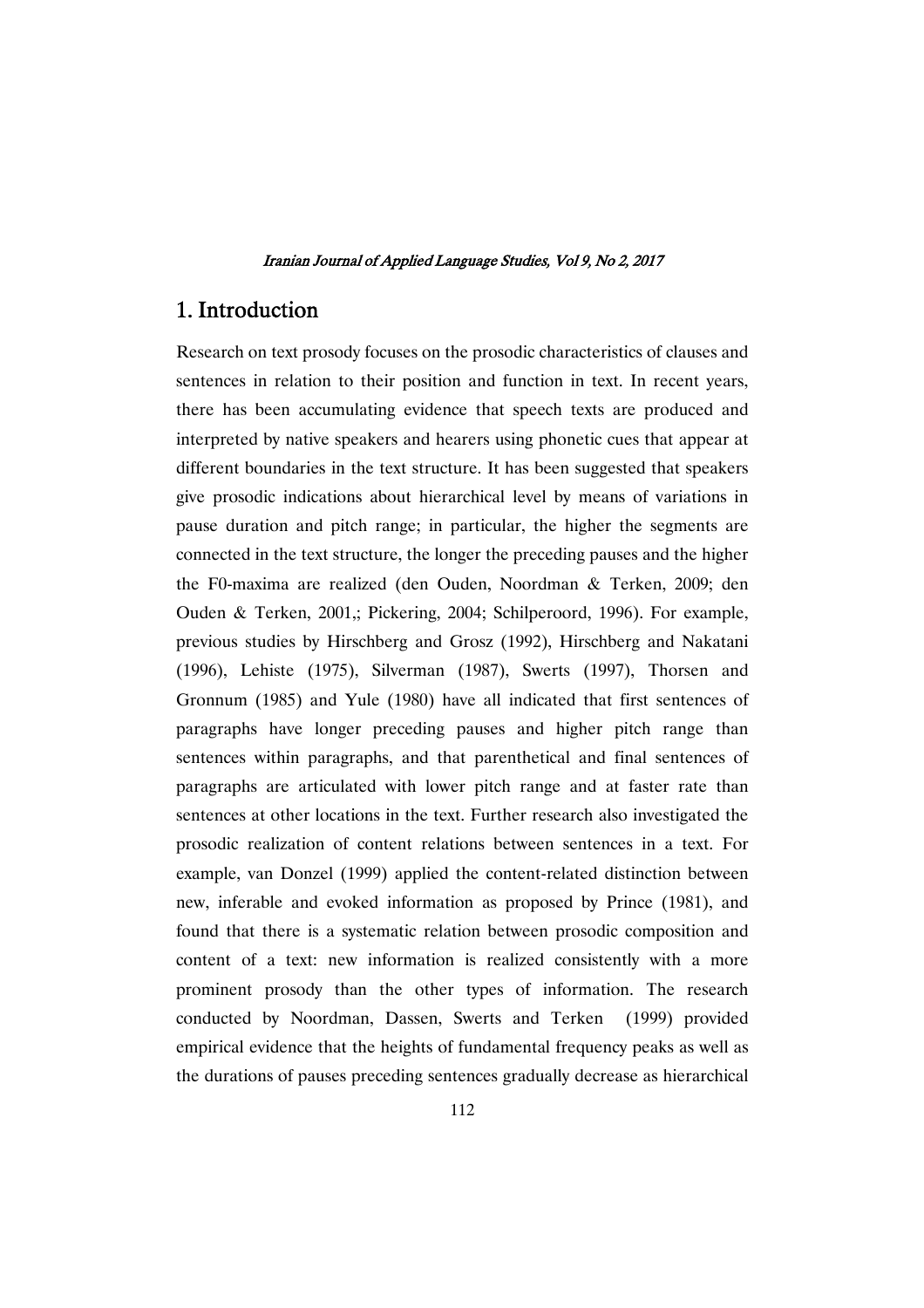# 1. Introduction

Research on text prosody focuses on the prosodic characteristics of clauses and sentences in relation to their position and function in text. In recent years, there has been accumulating evidence that speech texts are produced and interpreted by native speakers and hearers using phonetic cues that appear at different boundaries in the text structure. It has been suggested that speakers give prosodic indications about hierarchical level by means of variations in pause duration and pitch range; in particular, the higher the segments are connected in the text structure, the longer the preceding pauses and the higher the F0-maxima are realized (den Ouden, Noordman & Terken, 2009; den Ouden & Terken, 2001,; Pickering, 2004; Schilperoord, 1996). For example, previous studies by Hirschberg and Grosz (1992), Hirschberg and Nakatani (1996), Lehiste (1975), Silverman (1987), Swerts (1997), Thorsen and Gronnum (1985) and Yule (1980) have all indicated that first sentences of paragraphs have longer preceding pauses and higher pitch range than sentences within paragraphs, and that parenthetical and final sentences of paragraphs are articulated with lower pitch range and at faster rate than sentences at other locations in the text. Further research also investigated the prosodic realization of content relations between sentences in a text. For example, van Donzel (1999) applied the content-related distinction between new, inferable and evoked information as proposed by Prince (1981), and found that there is a systematic relation between prosodic composition and content of a text: new information is realized consistently with a more prominent prosody than the other types of information. The research conducted by Noordman, Dassen, Swerts and Terken (1999) provided empirical evidence that the heights of fundamental frequency peaks as well as the durations of pauses preceding sentences gradually decrease as hierarchical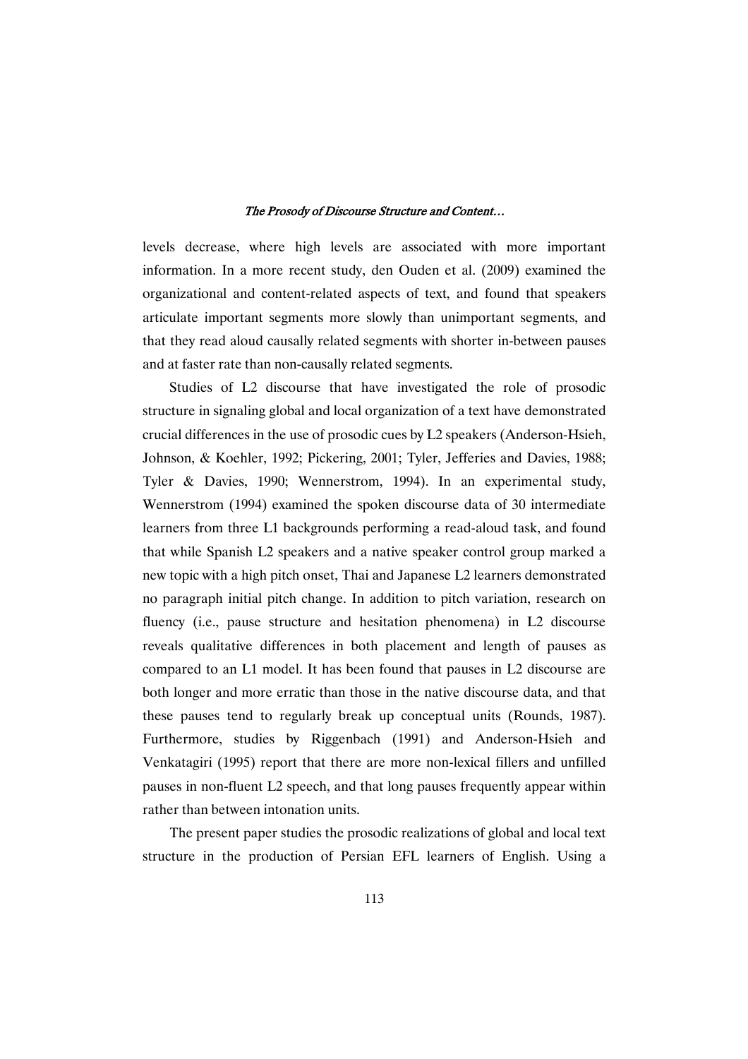levels decrease, where high levels are associated with more important information. In a more recent study, den Ouden et al. (2009) examined the organizational and content-related aspects of text, and found that speakers articulate important segments more slowly than unimportant segments, and that they read aloud causally related segments with shorter in-between pauses and at faster rate than non-causally related segments.

Studies of L2 discourse that have investigated the role of prosodic structure in signaling global and local organization of a text have demonstrated crucial differences in the use of prosodic cues by L2 speakers (Anderson-Hsieh, Johnson, & Koehler, 1992; Pickering, 2001; Tyler, Jefferies and Davies, 1988; Tyler & Davies, 1990; Wennerstrom, 1994). In an experimental study, Wennerstrom (1994) examined the spoken discourse data of 30 intermediate learners from three L1 backgrounds performing a read-aloud task, and found that while Spanish L2 speakers and a native speaker control group marked a new topic with a high pitch onset, Thai and Japanese L2 learners demonstrated no paragraph initial pitch change. In addition to pitch variation, research on fluency (i.e., pause structure and hesitation phenomena) in L2 discourse reveals qualitative differences in both placement and length of pauses as compared to an L1 model. It has been found that pauses in L2 discourse are both longer and more erratic than those in the native discourse data, and that these pauses tend to regularly break up conceptual units (Rounds, 1987). Furthermore, studies by Riggenbach (1991) and Anderson-Hsieh and Venkatagiri (1995) report that there are more non-lexical fillers and unfilled pauses in non-fluent L2 speech, and that long pauses frequently appear within rather than between intonation units.

The present paper studies the prosodic realizations of global and local text structure in the production of Persian EFL learners of English. Using a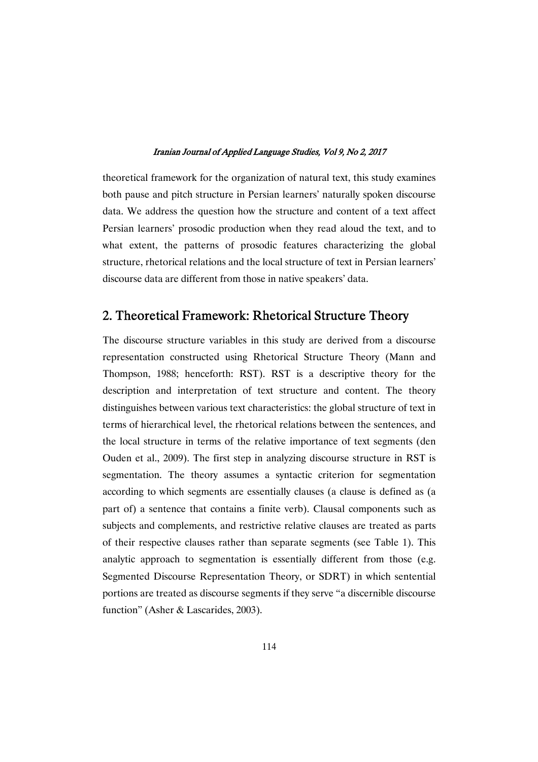theoretical framework for the organization of natural text, this study examines both pause and pitch structure in Persian learners' naturally spoken discourse data. We address the question how the structure and content of a text affect Persian learners' prosodic production when they read aloud the text, and to what extent, the patterns of prosodic features characterizing the global structure, rhetorical relations and the local structure of text in Persian learners' discourse data are different from those in native speakers' data.

## 2. Theoretical Framework: Rhetorical Structure Theory

The discourse structure variables in this study are derived from a discourse representation constructed using Rhetorical Structure Theory (Mann and Thompson, 1988; henceforth: RST). RST is a descriptive theory for the description and interpretation of text structure and content. The theory distinguishes between various text characteristics: the global structure of text in terms of hierarchical level, the rhetorical relations between the sentences, and the local structure in terms of the relative importance of text segments (den Ouden et al., 2009). The first step in analyzing discourse structure in RST is segmentation. The theory assumes a syntactic criterion for segmentation according to which segments are essentially clauses (a clause is defined as (a part of) a sentence that contains a finite verb). Clausal components such as subjects and complements, and restrictive relative clauses are treated as parts of their respective clauses rather than separate segments (see Table 1). This analytic approach to segmentation is essentially different from those (e.g. Segmented Discourse Representation Theory, or SDRT) in which sentential portions are treated as discourse segments if they serve "a discernible discourse function" (Asher & Lascarides, 2003).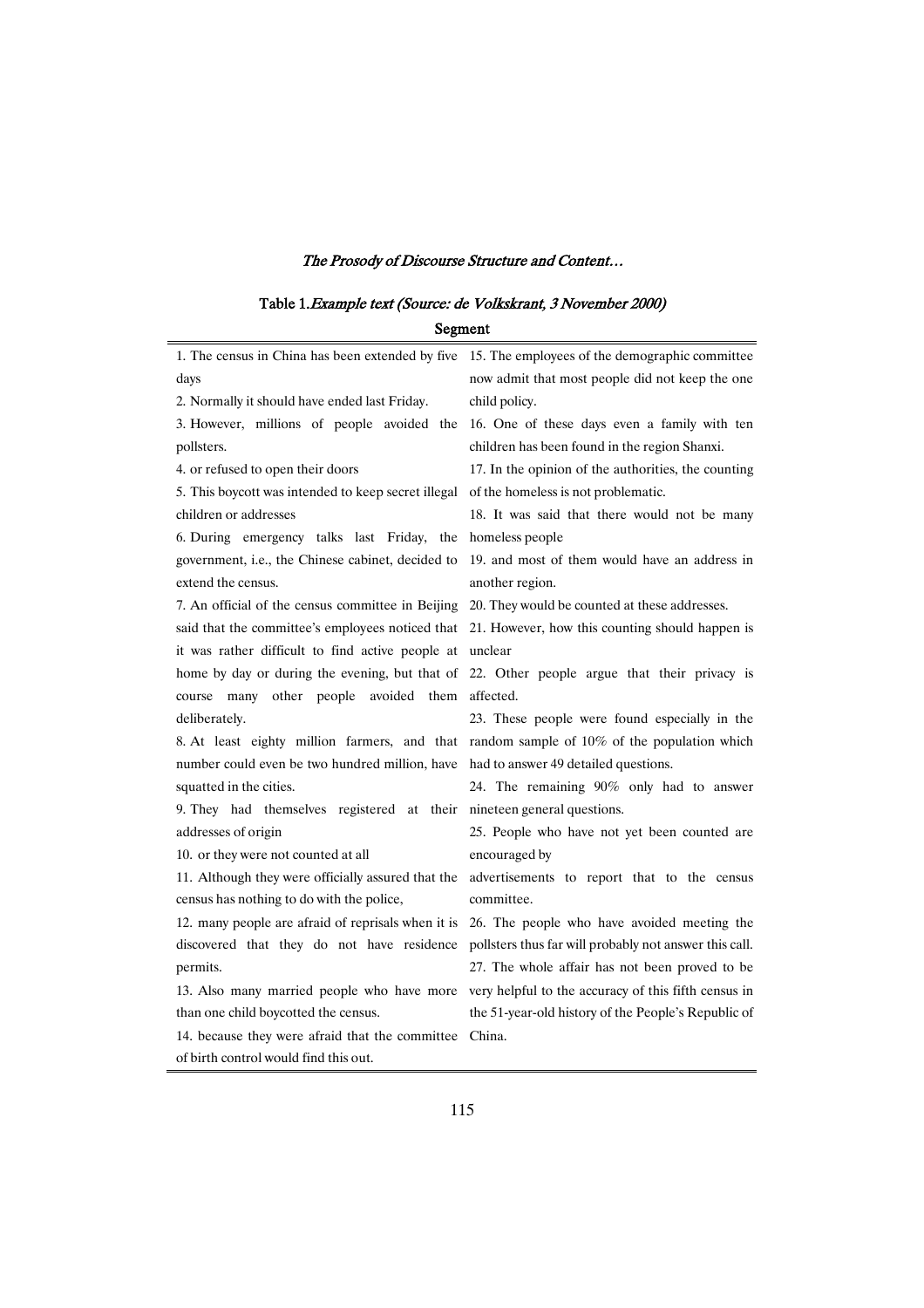Table 1. *Example text (Source: de Volkskrant, 3 November 2000)*

| Segment |
| --- |
| 1. The census in China has been extended by five days |
| 2. Normally it should have ended last Friday. |
| 3. However, millions of people avoided the pollsters. |
| 4. or refused to open their doors |
| 5. This boycott was intended to keep secret illegal children or addresses |
| 6. During emergency talks last Friday, the government, i.e., the Chinese cabinet, decided to extend the census. |
| 7. An official of the census committee in Beijing said that the committee's employees noticed that it was rather difficult to find active people at home by day or during the evening, but that of course many other people avoided them deliberately. |
| 8. At least eighty million farmers, and that number could even be two hundred million, have squatted in the cities. |
| 9. They had themselves registered at their addresses of origin |
| 10. or they were not counted at all |
| 11. Although they were officially assured that the census has nothing to do with the police, |
| 12. many people are afraid of reprisals when it is discovered that they do not have residence permits. |
| 13. Also many married people who have more than one child boycotted the census. |
| 14. because they were afraid that the committee of birth control would find this out. |
| 15. The employees of the demographic committee now admit that most people did not keep the one child policy. |
| 16. One of these days even a family with ten children has been found in the region Shanxi. |
| 17. In the opinion of the authorities, the counting of the homeless is not problematic. |
| 18. It was said that there would not be many homeless people |
| 19. and most of them would have an address in another region. |
| 20. They would be counted at these addresses. |
| 21. However, how this counting should happen is unclear |
| 22. Other people argue that their privacy is affected. |
| 23. These people were found especially in the random sample of 10% of the population which had to answer 49 detailed questions. |
| 24. The remaining 90% only had to answer nineteen general questions. |
| 25. People who have not yet been counted are encouraged by |
| advertisements to report that to the census committee. |
| 26. The people who have avoided meeting the pollsters thus far will probably not answer this call. |
| 27. The whole affair has not been proved to be very helpful to the accuracy of this fifth census in the 51-year-old history of the People's Republic of China. |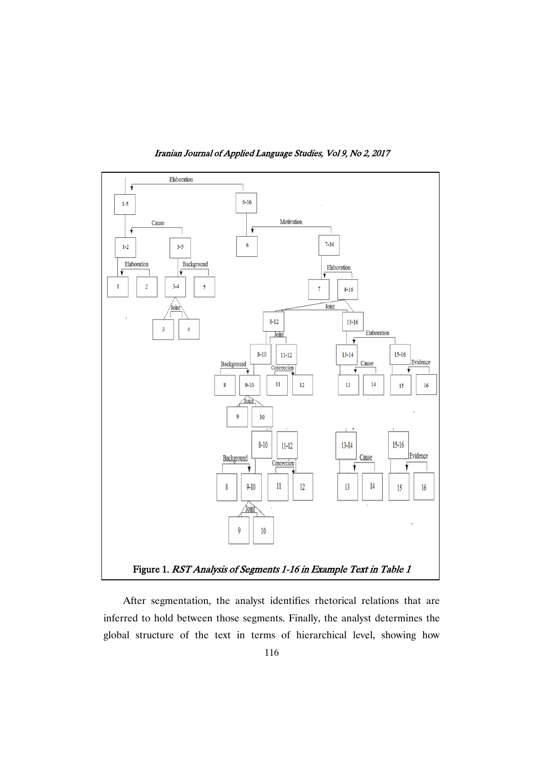Figure 1. *RST Analysis of Segments 1-16 in Example Text in Table 1*

After segmentation, the analyst identifies rhetorical relations that are inferred to hold between those segments. Finally, the analyst determines the global structure of the text in terms of hierarchical level, showing how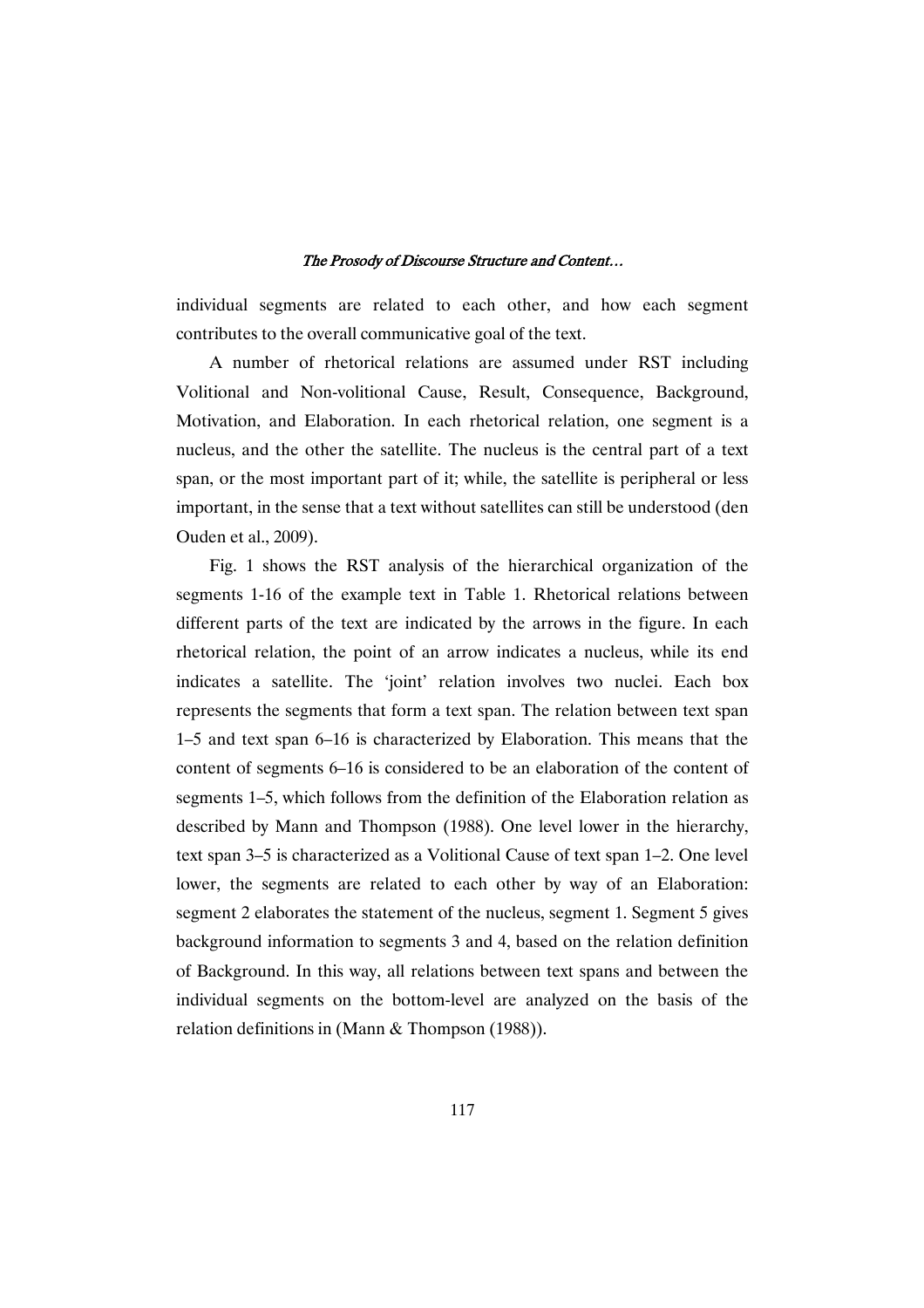individual segments are related to each other, and how each segment contributes to the overall communicative goal of the text.

A number of rhetorical relations are assumed under RST including Volitional and Non-volitional Cause, Result, Consequence, Background, Motivation, and Elaboration. In each rhetorical relation, one segment is a nucleus, and the other the satellite. The nucleus is the central part of a text span, or the most important part of it; while, the satellite is peripheral or less important, in the sense that a text without satellites can still be understood (den Ouden et al., 2009).

Fig. 1 shows the RST analysis of the hierarchical organization of the segments 1-16 of the example text in Table 1. Rhetorical relations between different parts of the text are indicated by the arrows in the figure. In each rhetorical relation, the point of an arrow indicates a nucleus, while its end indicates a satellite. The 'joint' relation involves two nuclei. Each box represents the segments that form a text span. The relation between text span 1–5 and text span 6–16 is characterized by Elaboration. This means that the content of segments 6–16 is considered to be an elaboration of the content of segments 1–5, which follows from the definition of the Elaboration relation as described by Mann and Thompson (1988). One level lower in the hierarchy, text span 3–5 is characterized as a Volitional Cause of text span 1–2. One level lower, the segments are related to each other by way of an Elaboration: segment 2 elaborates the statement of the nucleus, segment 1. Segment 5 gives background information to segments 3 and 4, based on the relation definition of Background. In this way, all relations between text spans and between the individual segments on the bottom-level are analyzed on the basis of the relation definitions in (Mann & Thompson (1988)).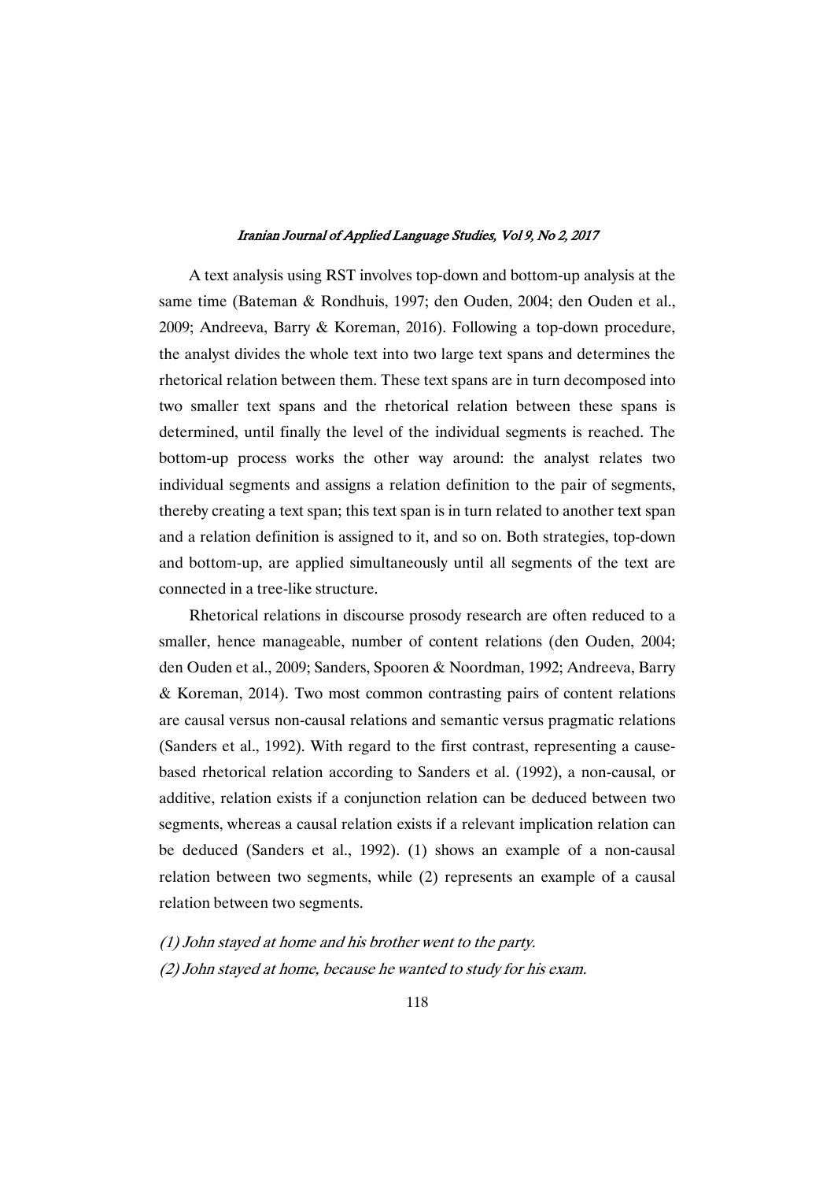A text analysis using RST involves top-down and bottom-up analysis at the same time (Bateman & Rondhuis, 1997; den Ouden, 2004; den Ouden et al., 2009; Andreeva, Barry & Koreman, 2016). Following a top-down procedure, the analyst divides the whole text into two large text spans and determines the rhetorical relation between them. These text spans are in turn decomposed into two smaller text spans and the rhetorical relation between these spans is determined, until finally the level of the individual segments is reached. The bottom-up process works the other way around: the analyst relates two individual segments and assigns a relation definition to the pair of segments, thereby creating a text span; this text span is in turn related to another text span and a relation definition is assigned to it, and so on. Both strategies, top-down and bottom-up, are applied simultaneously until all segments of the text are connected in a tree-like structure.

Rhetorical relations in discourse prosody research are often reduced to a smaller, hence manageable, number of content relations (den Ouden, 2004; den Ouden et al., 2009; Sanders, Spooren & Noordman, 1992; Andreeva, Barry & Koreman, 2014). Two most common contrasting pairs of content relations are causal versus non-causal relations and semantic versus pragmatic relations (Sanders et al., 1992). With regard to the first contrast, representing a cause-based rhetorical relation according to Sanders et al. (1992), a non-causal, or additive, relation exists if a conjunction relation can be deduced between two segments, whereas a causal relation exists if a relevant implication relation can be deduced (Sanders et al., 1992). (1) shows an example of a non-causal relation between two segments, while (2) represents an example of a causal relation between two segments.

*(1) John stayed at home and his brother went to the party.*

*(2) John stayed at home, because he wanted to study for his exam.*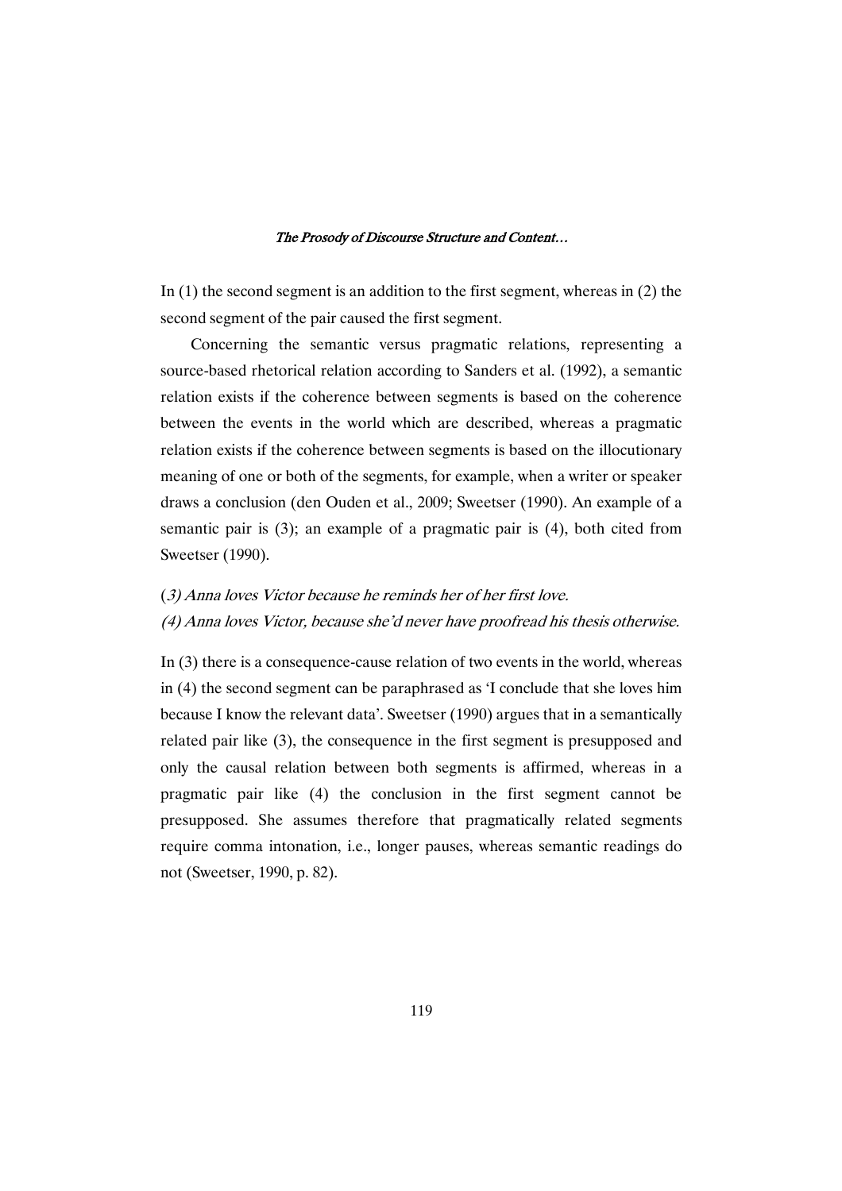In (1) the second segment is an addition to the first segment, whereas in (2) the second segment of the pair caused the first segment.

Concerning the semantic versus pragmatic relations, representing a source-based rhetorical relation according to Sanders et al. (1992), a semantic relation exists if the coherence between segments is based on the coherence between the events in the world which are described, whereas a pragmatic relation exists if the coherence between segments is based on the illocutionary meaning of one or both of the segments, for example, when a writer or speaker draws a conclusion (den Ouden et al., 2009; Sweetser (1990). An example of a semantic pair is (3); an example of a pragmatic pair is (4), both cited from Sweetser (1990).

(*3) Anna loves Victor because he reminds her of her first love.*
*(4) Anna loves Victor, because she'd never have proofread his thesis otherwise.*

In (3) there is a consequence-cause relation of two events in the world, whereas in (4) the second segment can be paraphrased as 'I conclude that she loves him because I know the relevant data'. Sweetser (1990) argues that in a semantically related pair like (3), the consequence in the first segment is presupposed and only the causal relation between both segments is affirmed, whereas in a pragmatic pair like (4) the conclusion in the first segment cannot be presupposed. She assumes therefore that pragmatically related segments require comma intonation, i.e., longer pauses, whereas semantic readings do not (Sweetser, 1990, p. 82).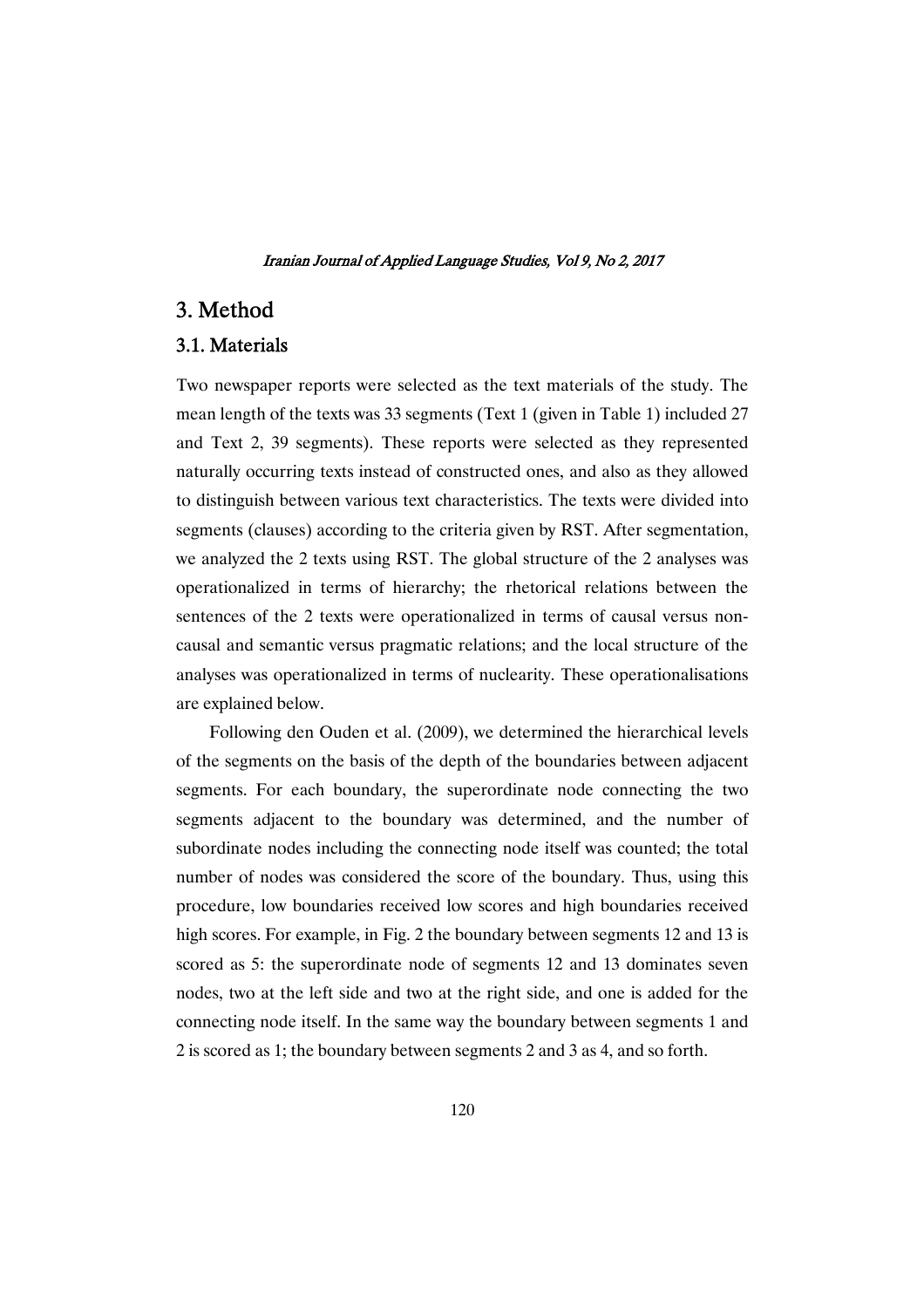## 3. Method

### 3.1. Materials

Two newspaper reports were selected as the text materials of the study. The mean length of the texts was 33 segments (Text 1 (given in Table 1) included 27 and Text 2, 39 segments). These reports were selected as they represented naturally occurring texts instead of constructed ones, and also as they allowed to distinguish between various text characteristics. The texts were divided into segments (clauses) according to the criteria given by RST. After segmentation, we analyzed the 2 texts using RST. The global structure of the 2 analyses was operationalized in terms of hierarchy; the rhetorical relations between the sentences of the 2 texts were operationalized in terms of causal versus non-causal and semantic versus pragmatic relations; and the local structure of the analyses was operationalized in terms of nuclearity. These operationalisations are explained below.

Following den Ouden et al. (2009), we determined the hierarchical levels of the segments on the basis of the depth of the boundaries between adjacent segments. For each boundary, the superordinate node connecting the two segments adjacent to the boundary was determined, and the number of subordinate nodes including the connecting node itself was counted; the total number of nodes was considered the score of the boundary. Thus, using this procedure, low boundaries received low scores and high boundaries received high scores. For example, in Fig. 2 the boundary between segments 12 and 13 is scored as 5: the superordinate node of segments 12 and 13 dominates seven nodes, two at the left side and two at the right side, and one is added for the connecting node itself. In the same way the boundary between segments 1 and 2 is scored as 1; the boundary between segments 2 and 3 as 4, and so forth.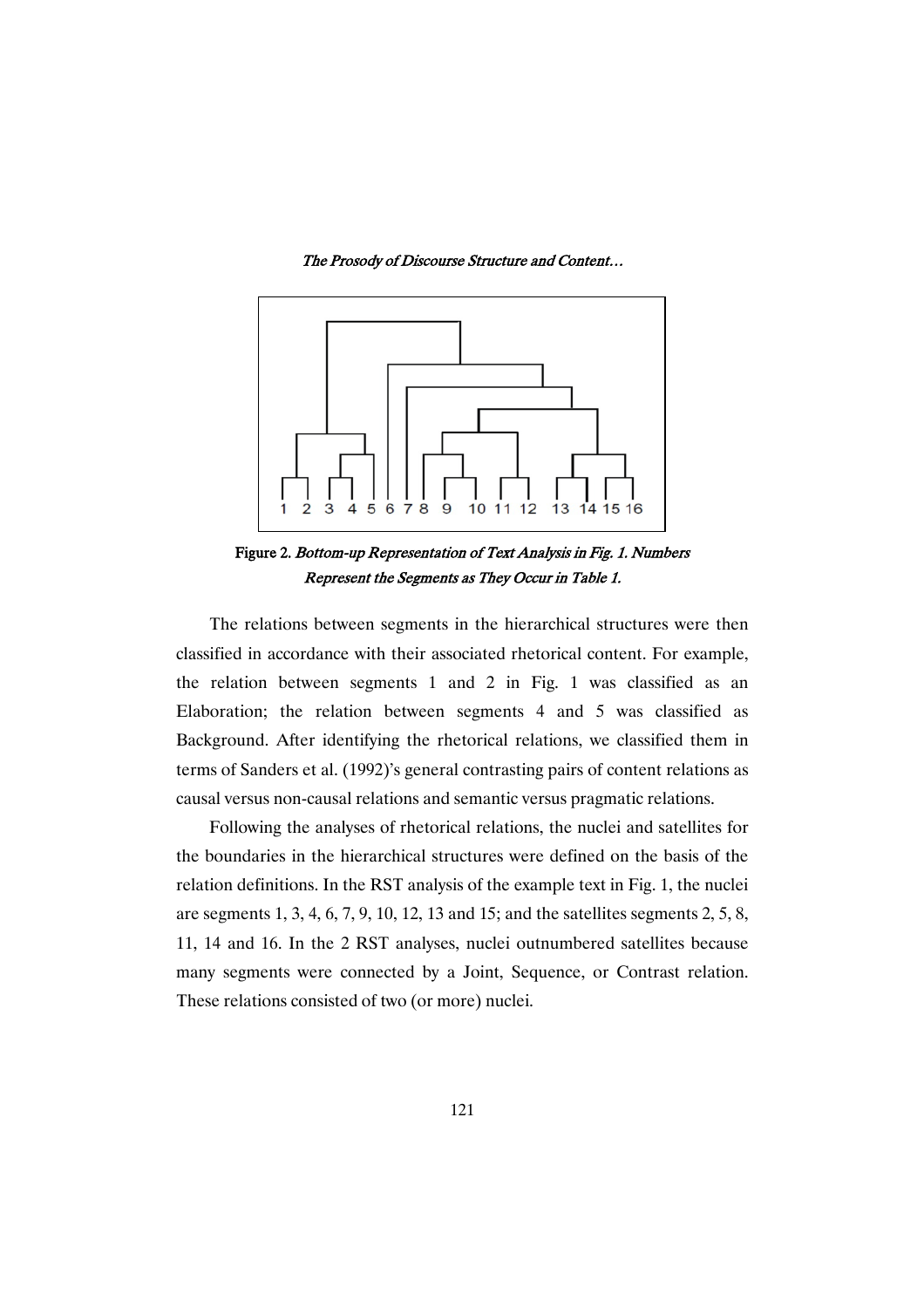Figure 2. *Bottom-up Representation of Text Analysis in Fig. 1. Numbers Represent the Segments as They Occur in Table 1.*

The relations between segments in the hierarchical structures were then classified in accordance with their associated rhetorical content. For example, the relation between segments 1 and 2 in Fig. 1 was classified as an Elaboration; the relation between segments 4 and 5 was classified as Background. After identifying the rhetorical relations, we classified them in terms of Sanders et al. (1992)'s general contrasting pairs of content relations as causal versus non-causal relations and semantic versus pragmatic relations.

Following the analyses of rhetorical relations, the nuclei and satellites for the boundaries in the hierarchical structures were defined on the basis of the relation definitions. In the RST analysis of the example text in Fig. 1, the nuclei are segments 1, 3, 4, 6, 7, 9, 10, 12, 13 and 15; and the satellites segments 2, 5, 8, 11, 14 and 16. In the 2 RST analyses, nuclei outnumbered satellites because many segments were connected by a Joint, Sequence, or Contrast relation. These relations consisted of two (or more) nuclei.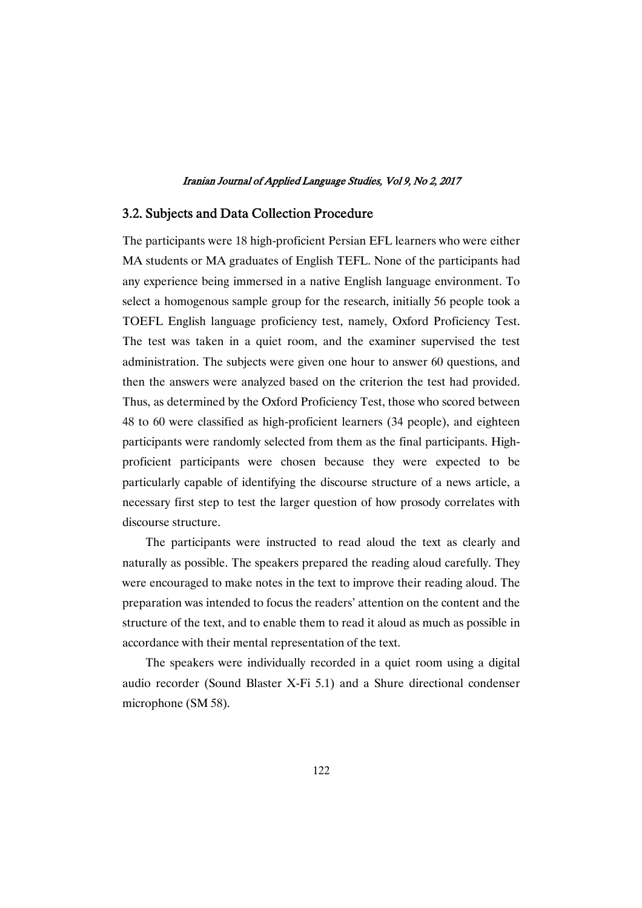## 3.2. Subjects and Data Collection Procedure

The participants were 18 high-proficient Persian EFL learners who were either MA students or MA graduates of English TEFL. None of the participants had any experience being immersed in a native English language environment. To select a homogenous sample group for the research, initially 56 people took a TOEFL English language proficiency test, namely, Oxford Proficiency Test. The test was taken in a quiet room, and the examiner supervised the test administration. The subjects were given one hour to answer 60 questions, and then the answers were analyzed based on the criterion the test had provided. Thus, as determined by the Oxford Proficiency Test, those who scored between 48 to 60 were classified as high-proficient learners (34 people), and eighteen participants were randomly selected from them as the final participants. High-proficient participants were chosen because they were expected to be particularly capable of identifying the discourse structure of a news article, a necessary first step to test the larger question of how prosody correlates with discourse structure.

The participants were instructed to read aloud the text as clearly and naturally as possible. The speakers prepared the reading aloud carefully. They were encouraged to make notes in the text to improve their reading aloud. The preparation was intended to focus the readers' attention on the content and the structure of the text, and to enable them to read it aloud as much as possible in accordance with their mental representation of the text.

The speakers were individually recorded in a quiet room using a digital audio recorder (Sound Blaster X-Fi 5.1) and a Shure directional condenser microphone (SM 58).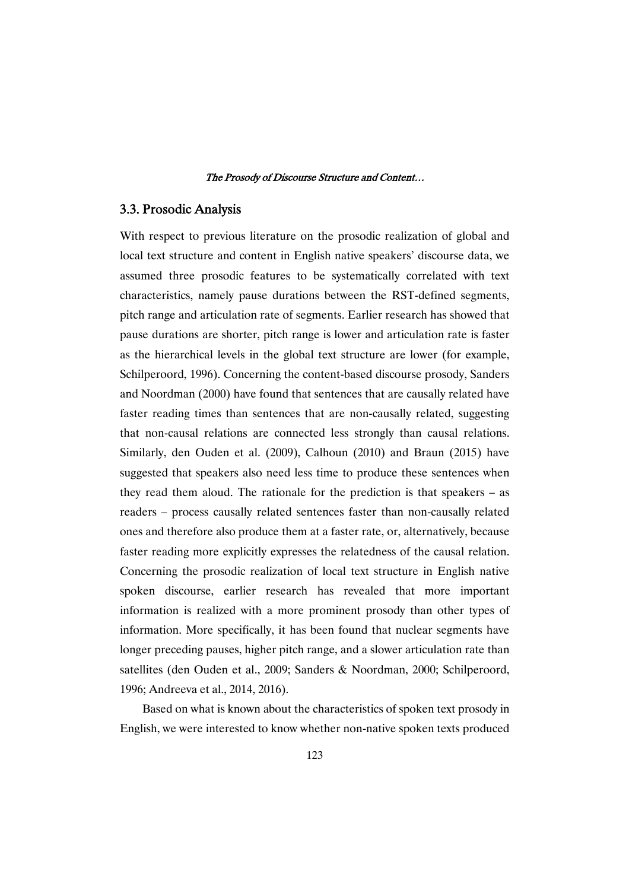### 3.3. Prosodic Analysis

With respect to previous literature on the prosodic realization of global and local text structure and content in English native speakers' discourse data, we assumed three prosodic features to be systematically correlated with text characteristics, namely pause durations between the RST-defined segments, pitch range and articulation rate of segments. Earlier research has showed that pause durations are shorter, pitch range is lower and articulation rate is faster as the hierarchical levels in the global text structure are lower (for example, Schilperoord, 1996). Concerning the content-based discourse prosody, Sanders and Noordman (2000) have found that sentences that are causally related have faster reading times than sentences that are non-causally related, suggesting that non-causal relations are connected less strongly than causal relations. Similarly, den Ouden et al. (2009), Calhoun (2010) and Braun (2015) have suggested that speakers also need less time to produce these sentences when they read them aloud. The rationale for the prediction is that speakers – as readers – process causally related sentences faster than non-causally related ones and therefore also produce them at a faster rate, or, alternatively, because faster reading more explicitly expresses the relatedness of the causal relation. Concerning the prosodic realization of local text structure in English native spoken discourse, earlier research has revealed that more important information is realized with a more prominent prosody than other types of information. More specifically, it has been found that nuclear segments have longer preceding pauses, higher pitch range, and a slower articulation rate than satellites (den Ouden et al., 2009; Sanders & Noordman, 2000; Schilperoord, 1996; Andreeva et al., 2014, 2016).

Based on what is known about the characteristics of spoken text prosody in English, we were interested to know whether non-native spoken texts produced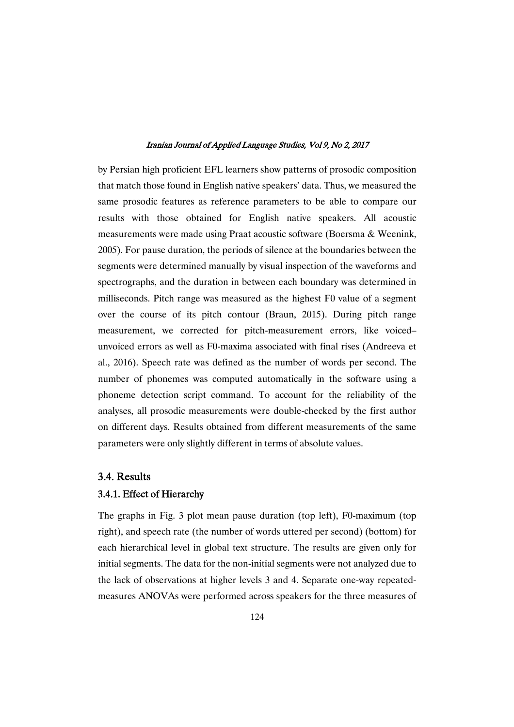by Persian high proficient EFL learners show patterns of prosodic composition that match those found in English native speakers' data. Thus, we measured the same prosodic features as reference parameters to be able to compare our results with those obtained for English native speakers. All acoustic measurements were made using Praat acoustic software (Boersma & Weenink, 2005). For pause duration, the periods of silence at the boundaries between the segments were determined manually by visual inspection of the waveforms and spectrographs, and the duration in between each boundary was determined in milliseconds. Pitch range was measured as the highest F0 value of a segment over the course of its pitch contour (Braun, 2015). During pitch range measurement, we corrected for pitch-measurement errors, like voiced–unvoiced errors as well as F0-maxima associated with final rises (Andreeva et al., 2016). Speech rate was defined as the number of words per second. The number of phonemes was computed automatically in the software using a phoneme detection script command. To account for the reliability of the analyses, all prosodic measurements were double-checked by the first author on different days. Results obtained from different measurements of the same parameters were only slightly different in terms of absolute values.

### 3.4. Results

#### 3.4.1. Effect of Hierarchy

The graphs in Fig. 3 plot mean pause duration (top left), F0-maximum (top right), and speech rate (the number of words uttered per second) (bottom) for each hierarchical level in global text structure. The results are given only for initial segments. The data for the non-initial segments were not analyzed due to the lack of observations at higher levels 3 and 4. Separate one-way repeated-measures ANOVAs were performed across speakers for the three measures of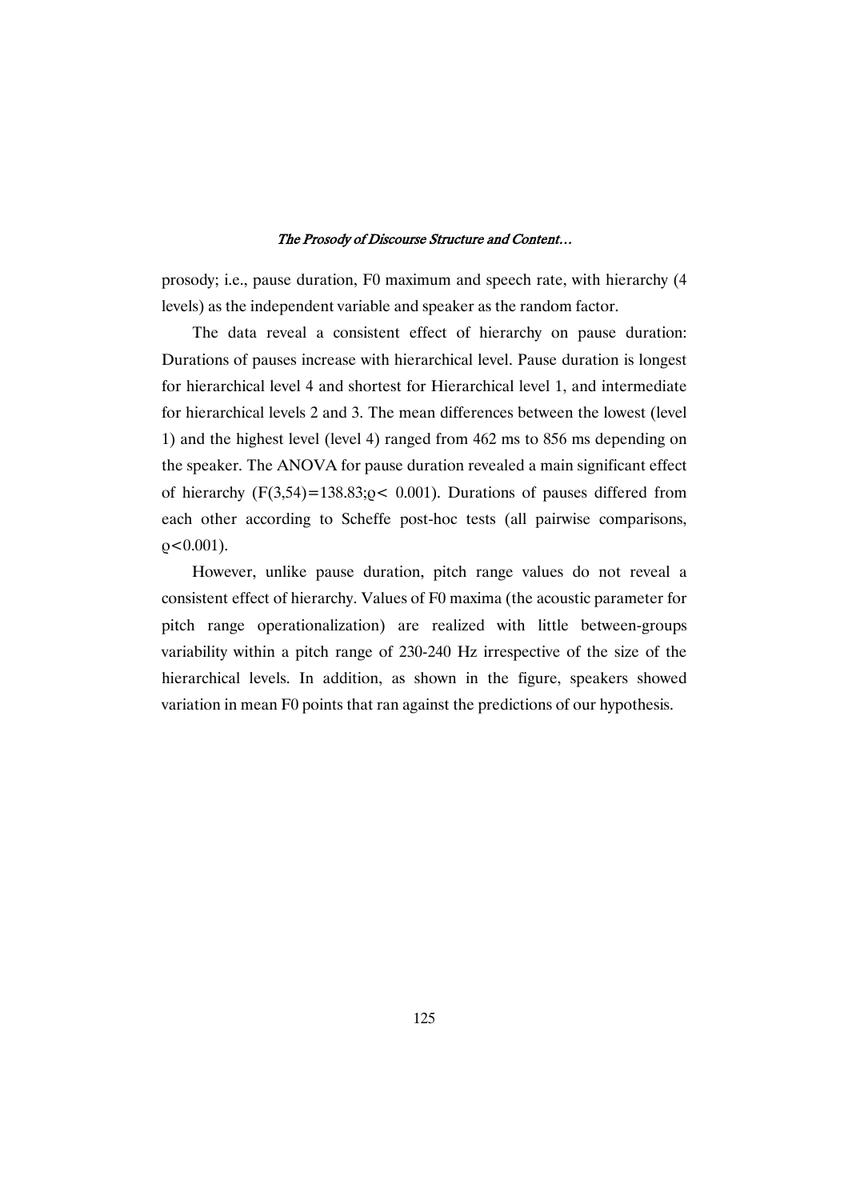prosody; i.e., pause duration, F0 maximum and speech rate, with hierarchy (4 levels) as the independent variable and speaker as the random factor.

The data reveal a consistent effect of hierarchy on pause duration: Durations of pauses increase with hierarchical level. Pause duration is longest for hierarchical level 4 and shortest for Hierarchical level 1, and intermediate for hierarchical levels 2 and 3. The mean differences between the lowest (level 1) and the highest level (level 4) ranged from 462 ms to 856 ms depending on the speaker. The ANOVA for pause duration revealed a main significant effect of hierarchy ($F(3,54)=138.83; \varrho < 0.001$). Durations of pauses differed from each other according to Scheffe post-hoc tests (all pairwise comparisons, $\varrho<0.001$).

However, unlike pause duration, pitch range values do not reveal a consistent effect of hierarchy. Values of F0 maxima (the acoustic parameter for pitch range operationalization) are realized with little between-groups variability within a pitch range of 230-240 Hz irrespective of the size of the hierarchical levels. In addition, as shown in the figure, speakers showed variation in mean F0 points that ran against the predictions of our hypothesis.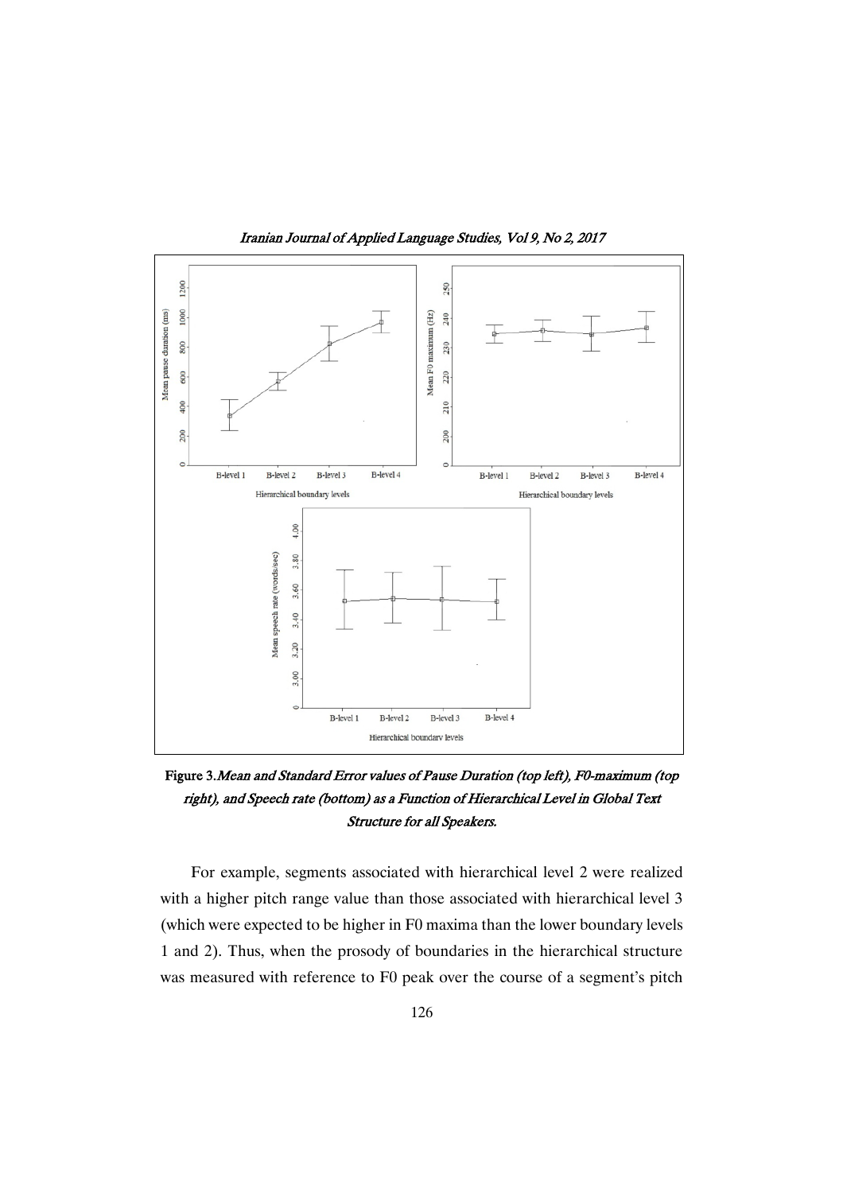Figure 3. *Mean and Standard Error values of Pause Duration (top left), F0-maximum (top right), and Speech rate (bottom) as a Function of Hierarchical Level in Global Text Structure for all Speakers.*

For example, segments associated with hierarchical level 2 were realized with a higher pitch range value than those associated with hierarchical level 3 (which were expected to be higher in F0 maxima than the lower boundary levels 1 and 2). Thus, when the prosody of boundaries in the hierarchical structure was measured with reference to F0 peak over the course of a segment's pitch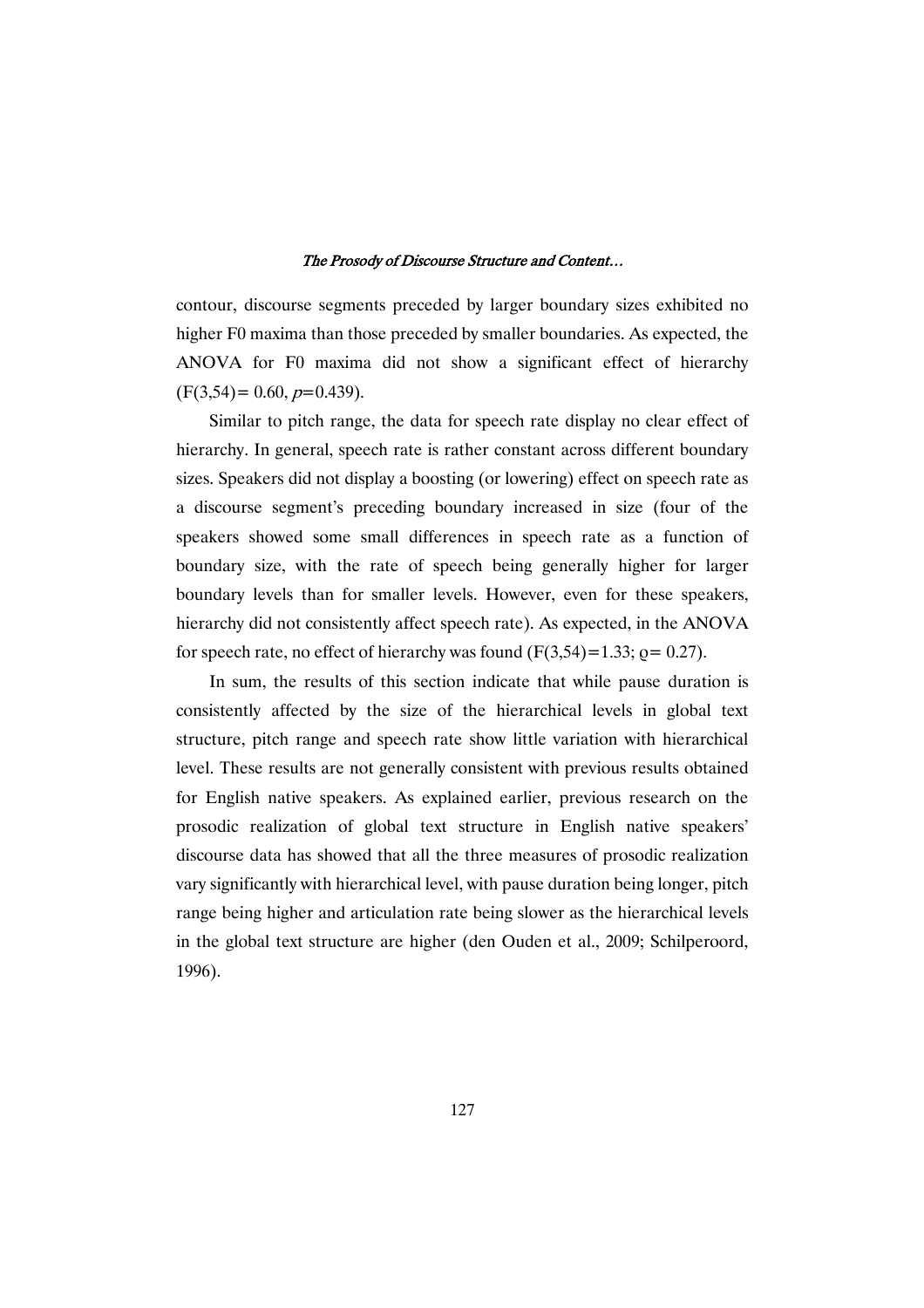contour, discourse segments preceded by larger boundary sizes exhibited no higher F0 maxima than those preceded by smaller boundaries. As expected, the ANOVA for F0 maxima did not show a significant effect of hierarchy ($F(3,54) = 0.60$, $p=0.439$).

Similar to pitch range, the data for speech rate display no clear effect of hierarchy. In general, speech rate is rather constant across different boundary sizes. Speakers did not display a boosting (or lowering) effect on speech rate as a discourse segment's preceding boundary increased in size (four of the speakers showed some small differences in speech rate as a function of boundary size, with the rate of speech being generally higher for larger boundary levels than for smaller levels. However, even for these speakers, hierarchy did not consistently affect speech rate). As expected, in the ANOVA for speech rate, no effect of hierarchy was found ($F(3,54)=1.33$; $\varrho= 0.27$).

In sum, the results of this section indicate that while pause duration is consistently affected by the size of the hierarchical levels in global text structure, pitch range and speech rate show little variation with hierarchical level. These results are not generally consistent with previous results obtained for English native speakers. As explained earlier, previous research on the prosodic realization of global text structure in English native speakers' discourse data has showed that all the three measures of prosodic realization vary significantly with hierarchical level, with pause duration being longer, pitch range being higher and articulation rate being slower as the hierarchical levels in the global text structure are higher (den Ouden et al., 2009; Schilperoord, 1996).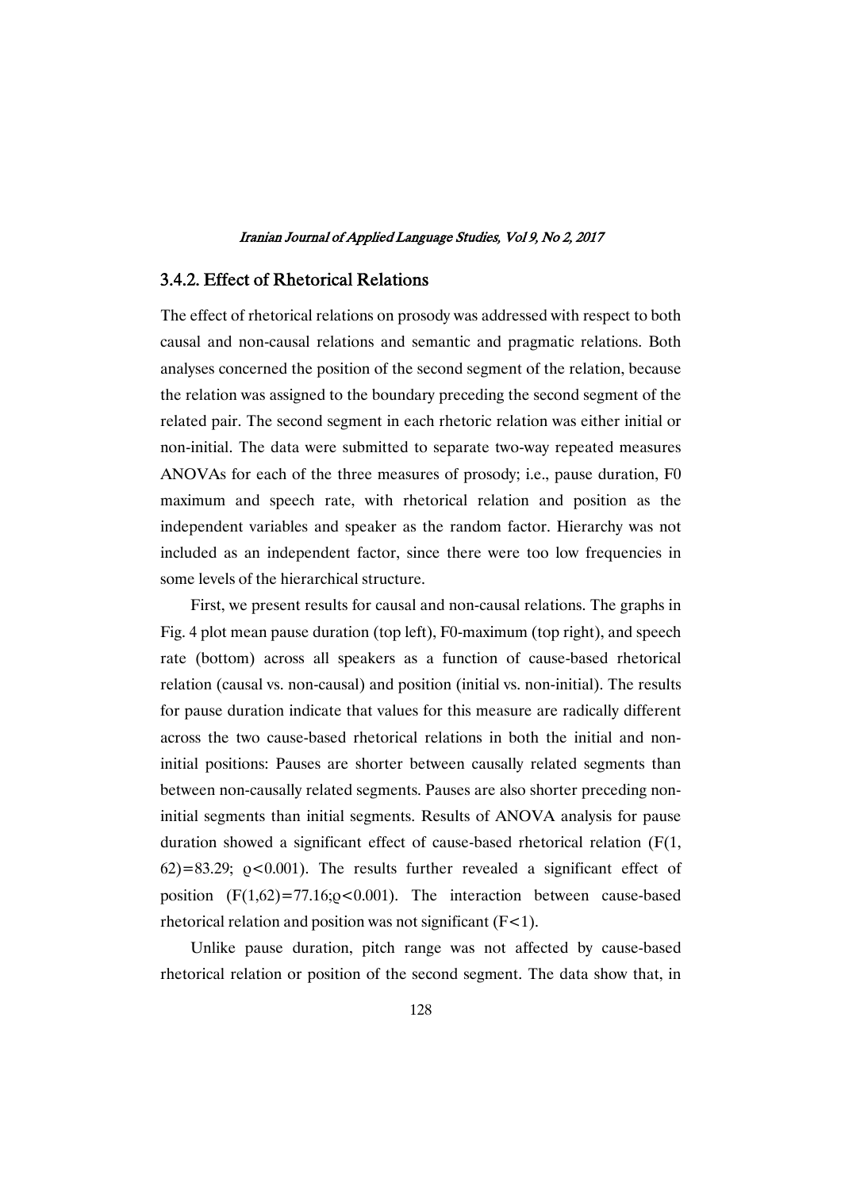### 3.4.2. Effect of Rhetorical Relations

The effect of rhetorical relations on prosody was addressed with respect to both causal and non-causal relations and semantic and pragmatic relations. Both analyses concerned the position of the second segment of the relation, because the relation was assigned to the boundary preceding the second segment of the related pair. The second segment in each rhetoric relation was either initial or non-initial. The data were submitted to separate two-way repeated measures ANOVAs for each of the three measures of prosody; i.e., pause duration, F0 maximum and speech rate, with rhetorical relation and position as the independent variables and speaker as the random factor. Hierarchy was not included as an independent factor, since there were too low frequencies in some levels of the hierarchical structure.

First, we present results for causal and non-causal relations. The graphs in Fig. 4 plot mean pause duration (top left), F0-maximum (top right), and speech rate (bottom) across all speakers as a function of cause-based rhetorical relation (causal vs. non-causal) and position (initial vs. non-initial). The results for pause duration indicate that values for this measure are radically different across the two cause-based rhetorical relations in both the initial and non-initial positions: Pauses are shorter between causally related segments than between non-causally related segments. Pauses are also shorter preceding non-initial segments than initial segments. Results of ANOVA analysis for pause duration showed a significant effect of cause-based rhetorical relation ($F(1, 62)=83.29$; $\varrho<0.001$). The results further revealed a significant effect of position ($F(1,62)=77.16$;$\varrho<0.001$). The interaction between cause-based rhetorical relation and position was not significant ($F<1$).

Unlike pause duration, pitch range was not affected by cause-based rhetorical relation or position of the second segment. The data show that, in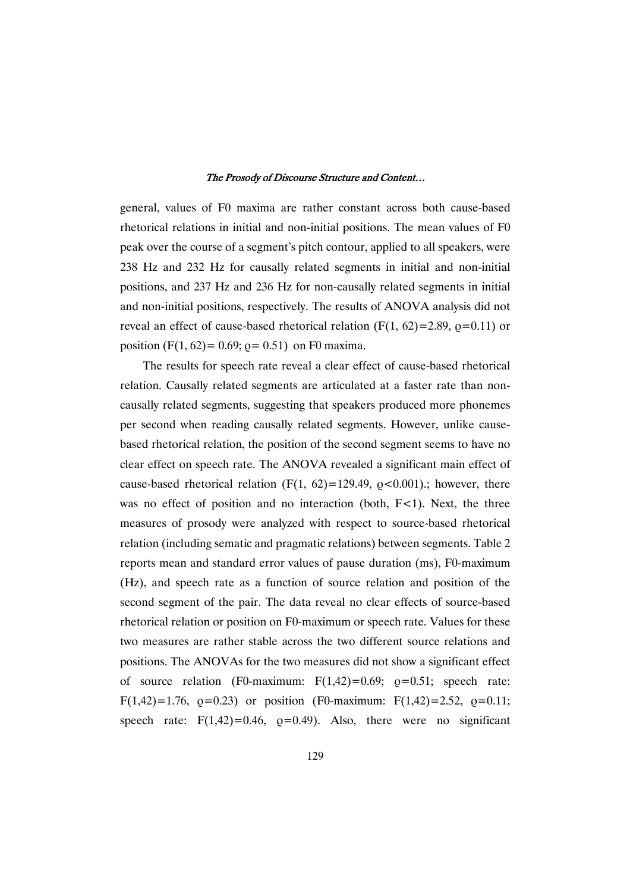general, values of F0 maxima are rather constant across both cause-based rhetorical relations in initial and non-initial positions. The mean values of F0 peak over the course of a segment's pitch contour, applied to all speakers, were 238 Hz and 232 Hz for causally related segments in initial and non-initial positions, and 237 Hz and 236 Hz for non-causally related segments in initial and non-initial positions, respectively. The results of ANOVA analysis did not reveal an effect of cause-based rhetorical relation ($F(1, 62)=2.89$, $\varrho=0.11$) or position ($F(1, 62)= 0.69$; $\varrho= 0.51$) on F0 maxima.

The results for speech rate reveal a clear effect of cause-based rhetorical relation. Causally related segments are articulated at a faster rate than non-causally related segments, suggesting that speakers produced more phonemes per second when reading causally related segments. However, unlike cause-based rhetorical relation, the position of the second segment seems to have no clear effect on speech rate. The ANOVA revealed a significant main effect of cause-based rhetorical relation ($F(1, 62)=129.49$, $\varrho<0.001$).; however, there was no effect of position and no interaction (both, $F<1$). Next, the three measures of prosody were analyzed with respect to source-based rhetorical relation (including sematic and pragmatic relations) between segments. Table 2 reports mean and standard error values of pause duration (ms), F0-maximum (Hz), and speech rate as a function of source relation and position of the second segment of the pair. The data reveal no clear effects of source-based rhetorical relation or position on F0-maximum or speech rate. Values for these two measures are rather stable across the two different source relations and positions. The ANOVAs for the two measures did not show a significant effect of source relation (F0-maximum: $F(1,42)=0.69$; $\varrho=0.51$; speech rate: $F(1,42)=1.76$, $\varrho=0.23$) or position (F0-maximum: $F(1,42)=2.52$, $\varrho=0.11$; speech rate: $F(1,42)=0.46$, $\varrho=0.49$). Also, there were no significant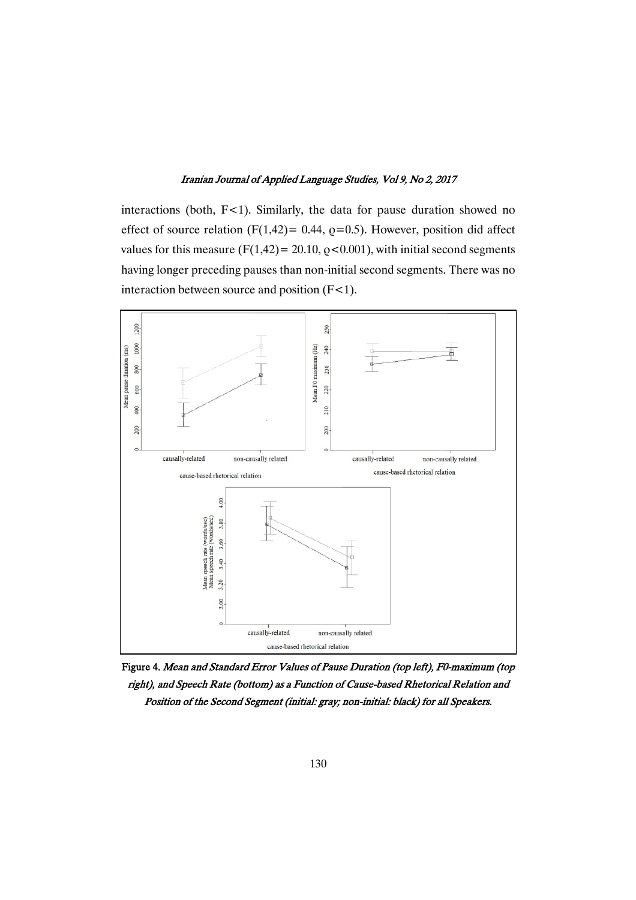interactions (both, $F<1$). Similarly, the data for pause duration showed no effect of source relation ($F(1,42)= 0.44$, $\varrho=0.5$). However, position did affect values for this measure ($F(1,42)= 20.10$, $\varrho<0.001$), with initial second segments having longer preceding pauses than non-initial second segments. There was no interaction between source and position ($F<1$).

**Figure 4.** *Mean and Standard Error Values of Pause Duration (top left), F0-maximum (top right), and Speech Rate (bottom) as a Function of Cause-based Rhetorical Relation and Position of the Second Segment (initial: gray; non-initial: black) for all Speakers.*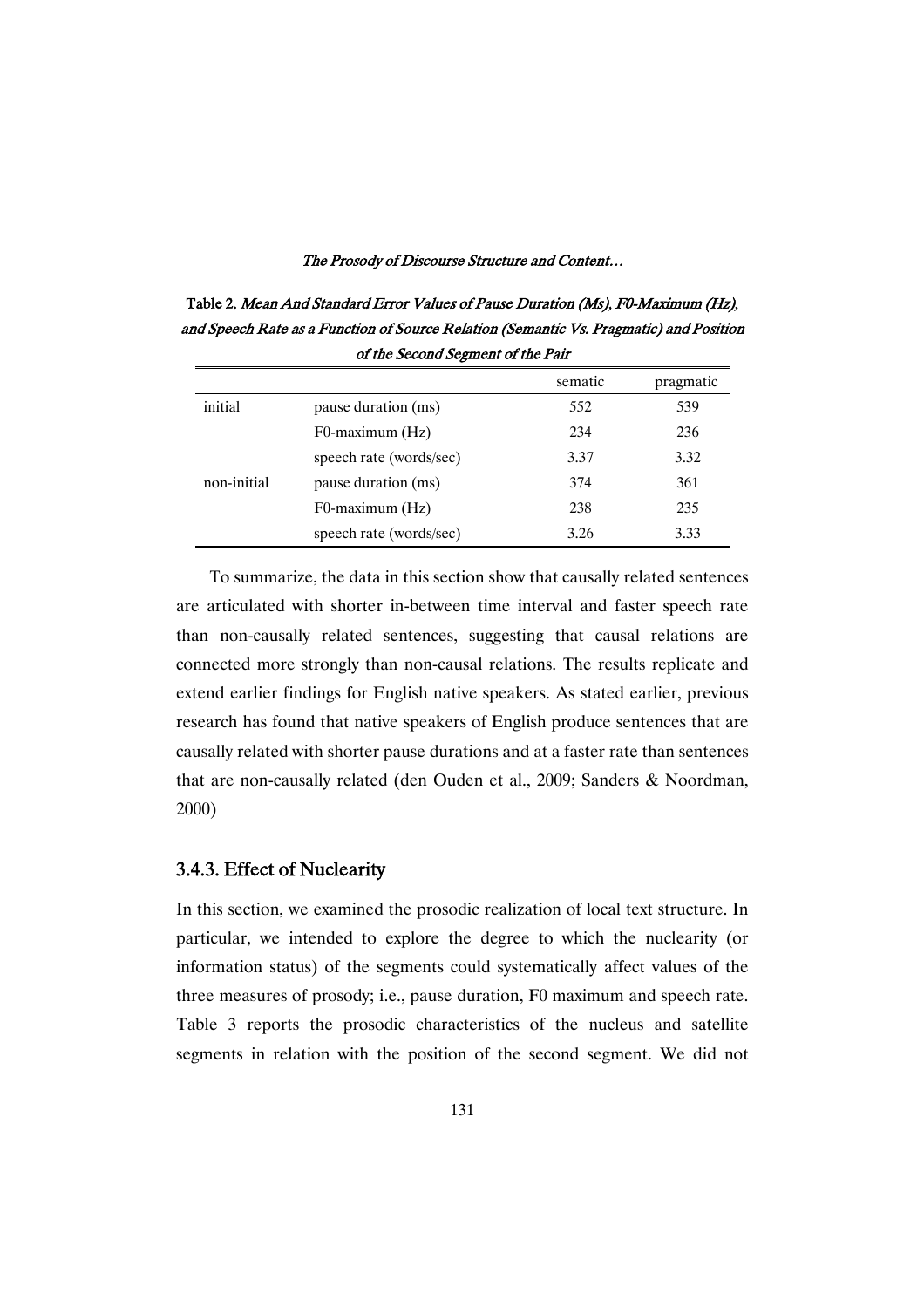Table 2. *Mean And Standard Error Values of Pause Duration (Ms), F0-Maximum (Hz), and Speech Rate as a Function of Source Relation (Semantic Vs. Pragmatic) and Position of the Second Segment of the Pair*

| | | sematic | pragmatic |
|---|---|---|---|
| initial | pause duration (ms) | 552 | 539 |
| | F0-maximum (Hz) | 234 | 236 |
| | speech rate (words/sec) | 3.37 | 3.32 |
| non-initial | pause duration (ms) | 374 | 361 |
| | F0-maximum (Hz) | 238 | 235 |
| | speech rate (words/sec) | 3.26 | 3.33 |

To summarize, the data in this section show that causally related sentences are articulated with shorter in-between time interval and faster speech rate than non-causally related sentences, suggesting that causal relations are connected more strongly than non-causal relations. The results replicate and extend earlier findings for English native speakers. As stated earlier, previous research has found that native speakers of English produce sentences that are causally related with shorter pause durations and at a faster rate than sentences that are non-causally related (den Ouden et al., 2009; Sanders & Noordman, 2000)

### 3.4.3. Effect of Nuclearity

In this section, we examined the prosodic realization of local text structure. In particular, we intended to explore the degree to which the nuclearity (or information status) of the segments could systematically affect values of the three measures of prosody; i.e., pause duration, F0 maximum and speech rate. Table 3 reports the prosodic characteristics of the nucleus and satellite segments in relation with the position of the second segment. We did not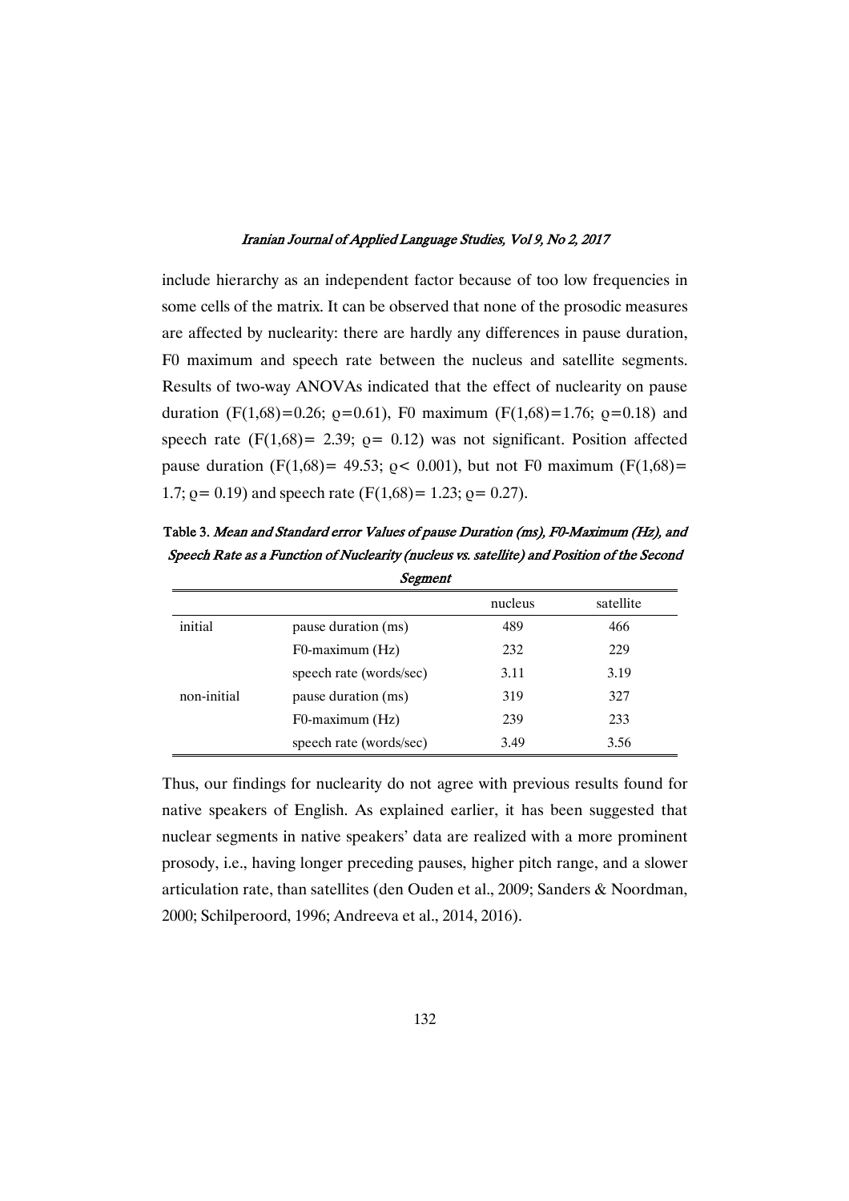include hierarchy as an independent factor because of too low frequencies in some cells of the matrix. It can be observed that none of the prosodic measures are affected by nuclearity: there are hardly any differences in pause duration, F0 maximum and speech rate between the nucleus and satellite segments. Results of two-way ANOVAs indicated that the effect of nuclearity on pause duration ($F(1,68)=0.26$; $\varrho=0.61$), F0 maximum ($F(1,68)=1.76$; $\varrho=0.18$) and speech rate ($F(1,68)= 2.39$; $\varrho= 0.12$) was not significant. Position affected pause duration ($F(1,68)= 49.53$; $\varrho< 0.001$), but not F0 maximum ($F(1,68)= 1.7$; $\varrho= 0.19$) and speech rate ($F(1,68)= 1.23$; $\varrho= 0.27$).

**Table 3.** *Mean and Standard error Values of pause Duration (ms), F0-Maximum (Hz), and Speech Rate as a Function of Nuclearity (nucleus vs. satellite) and Position of the Second Segment*

| | | nucleus | satellite |
|---|---|---|---|
| initial | pause duration (ms) | 489 | 466 |
| | F0-maximum (Hz) | 232 | 229 |
| | speech rate (words/sec) | 3.11 | 3.19 |
| non-initial | pause duration (ms) | 319 | 327 |
| | F0-maximum (Hz) | 239 | 233 |
| | speech rate (words/sec) | 3.49 | 3.56 |

Thus, our findings for nuclearity do not agree with previous results found for native speakers of English. As explained earlier, it has been suggested that nuclear segments in native speakers' data are realized with a more prominent prosody, i.e., having longer preceding pauses, higher pitch range, and a slower articulation rate, than satellites (den Ouden et al., 2009; Sanders & Noordman, 2000; Schilperoord, 1996; Andreeva et al., 2014, 2016).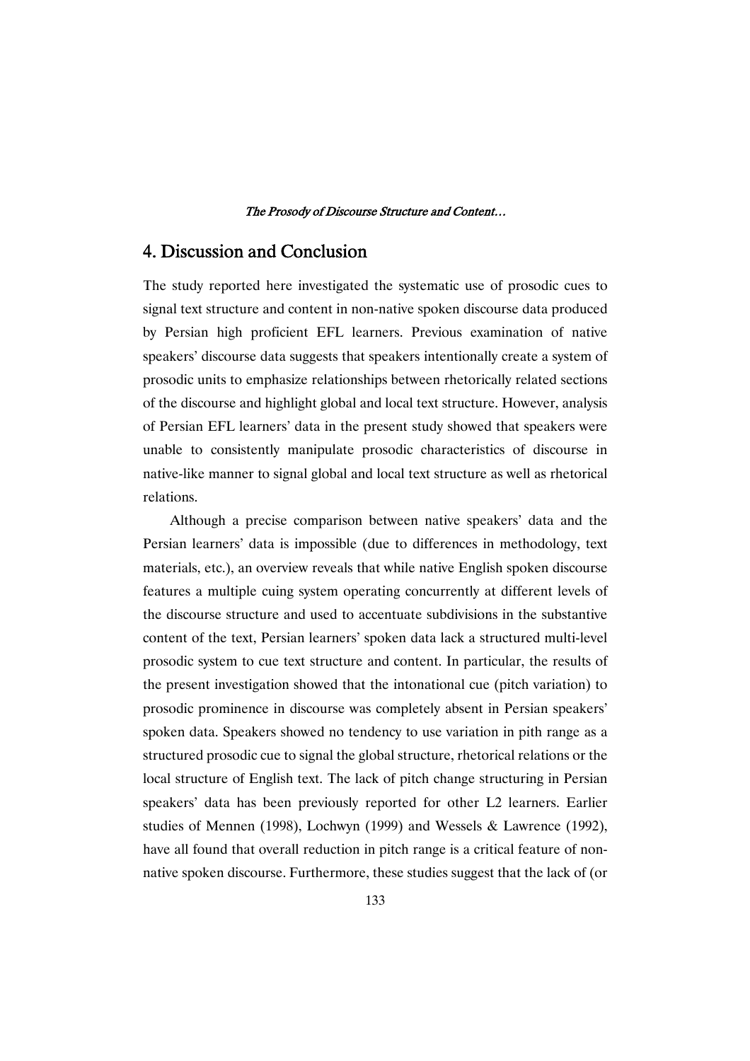## 4. Discussion and Conclusion

The study reported here investigated the systematic use of prosodic cues to signal text structure and content in non-native spoken discourse data produced by Persian high proficient EFL learners. Previous examination of native speakers' discourse data suggests that speakers intentionally create a system of prosodic units to emphasize relationships between rhetorically related sections of the discourse and highlight global and local text structure. However, analysis of Persian EFL learners' data in the present study showed that speakers were unable to consistently manipulate prosodic characteristics of discourse in native-like manner to signal global and local text structure as well as rhetorical relations.

Although a precise comparison between native speakers' data and the Persian learners' data is impossible (due to differences in methodology, text materials, etc.), an overview reveals that while native English spoken discourse features a multiple cuing system operating concurrently at different levels of the discourse structure and used to accentuate subdivisions in the substantive content of the text, Persian learners' spoken data lack a structured multi-level prosodic system to cue text structure and content. In particular, the results of the present investigation showed that the intonational cue (pitch variation) to prosodic prominence in discourse was completely absent in Persian speakers' spoken data. Speakers showed no tendency to use variation in pith range as a structured prosodic cue to signal the global structure, rhetorical relations or the local structure of English text. The lack of pitch change structuring in Persian speakers' data has been previously reported for other L2 learners. Earlier studies of Mennen (1998), Lochwyn (1999) and Wessels & Lawrence (1992), have all found that overall reduction in pitch range is a critical feature of non-native spoken discourse. Furthermore, these studies suggest that the lack of (or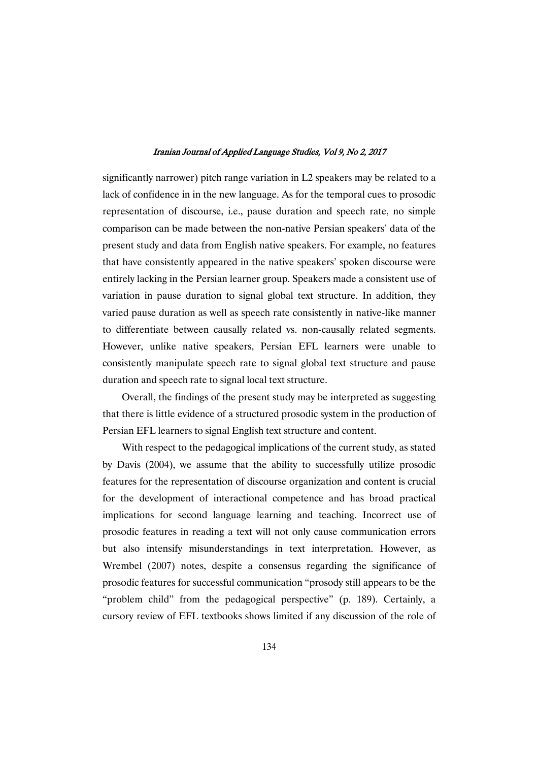significantly narrower) pitch range variation in L2 speakers may be related to a lack of confidence in in the new language. As for the temporal cues to prosodic representation of discourse, i.e., pause duration and speech rate, no simple comparison can be made between the non-native Persian speakers' data of the present study and data from English native speakers. For example, no features that have consistently appeared in the native speakers' spoken discourse were entirely lacking in the Persian learner group. Speakers made a consistent use of variation in pause duration to signal global text structure. In addition, they varied pause duration as well as speech rate consistently in native-like manner to differentiate between causally related vs. non-causally related segments. However, unlike native speakers, Persian EFL learners were unable to consistently manipulate speech rate to signal global text structure and pause duration and speech rate to signal local text structure.

Overall, the findings of the present study may be interpreted as suggesting that there is little evidence of a structured prosodic system in the production of Persian EFL learners to signal English text structure and content.

With respect to the pedagogical implications of the current study, as stated by Davis (2004), we assume that the ability to successfully utilize prosodic features for the representation of discourse organization and content is crucial for the development of interactional competence and has broad practical implications for second language learning and teaching. Incorrect use of prosodic features in reading a text will not only cause communication errors but also intensify misunderstandings in text interpretation. However, as Wrembel (2007) notes, despite a consensus regarding the significance of prosodic features for successful communication "prosody still appears to be the "problem child" from the pedagogical perspective" (p. 189). Certainly, a cursory review of EFL textbooks shows limited if any discussion of the role of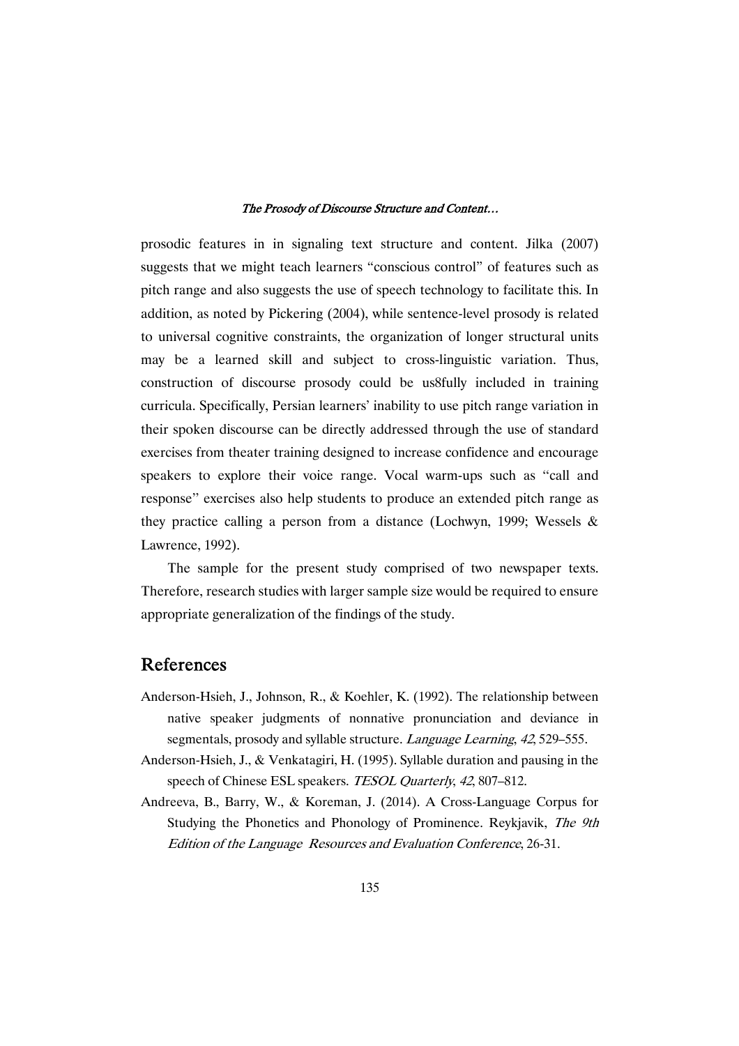prosodic features in in signaling text structure and content. Jilka (2007) suggests that we might teach learners "conscious control" of features such as pitch range and also suggests the use of speech technology to facilitate this. In addition, as noted by Pickering (2004), while sentence-level prosody is related to universal cognitive constraints, the organization of longer structural units may be a learned skill and subject to cross-linguistic variation. Thus, construction of discourse prosody could be us8fully included in training curricula. Specifically, Persian learners' inability to use pitch range variation in their spoken discourse can be directly addressed through the use of standard exercises from theater training designed to increase confidence and encourage speakers to explore their voice range. Vocal warm-ups such as "call and response" exercises also help students to produce an extended pitch range as they practice calling a person from a distance (Lochwyn, 1999; Wessels & Lawrence, 1992).

The sample for the present study comprised of two newspaper texts. Therefore, research studies with larger sample size would be required to ensure appropriate generalization of the findings of the study.

## References

Anderson-Hsieh, J., Johnson, R., & Koehler, K. (1992). The relationship between native speaker judgments of nonnative pronunciation and deviance in segmentals, prosody and syllable structure. *Language Learning*, *42*, 529–555.

Anderson-Hsieh, J., & Venkatagiri, H. (1995). Syllable duration and pausing in the speech of Chinese ESL speakers. *TESOL Quarterly*, *42*, 807–812.

Andreeva, B., Barry, W., & Koreman, J. (2014). A Cross-Language Corpus for Studying the Phonetics and Phonology of Prominence. Reykjavik, *The 9th Edition of the Language Resources and Evaluation Conference*, 26-31.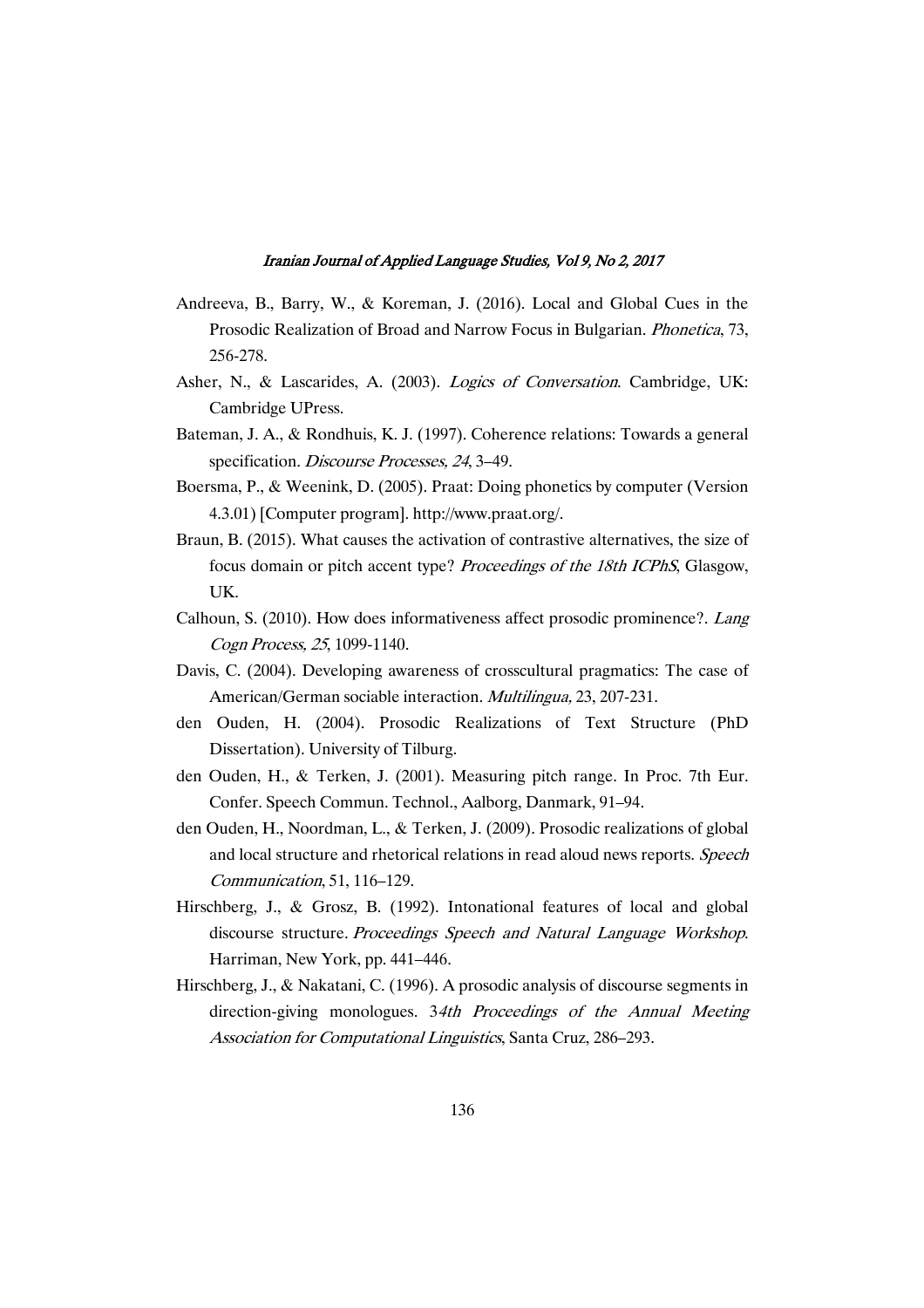Andreeva, B., Barry, W., & Koreman, J. (2016). Local and Global Cues in the Prosodic Realization of Broad and Narrow Focus in Bulgarian. *Phonetica*, 73, 256-278.

Asher, N., & Lascarides, A. (2003). *Logics of Conversation*. Cambridge, UK: Cambridge UPress.

Bateman, J. A., & Rondhuis, K. J. (1997). Coherence relations: Towards a general specification. *Discourse Processes, 24*, 3–49.

Boersma, P., & Weenink, D. (2005). Praat: Doing phonetics by computer (Version 4.3.01) [Computer program]. http://www.praat.org/.

Braun, B. (2015). What causes the activation of contrastive alternatives, the size of focus domain or pitch accent type? *Proceedings of the 18th ICPhS*, Glasgow, UK.

Calhoun, S. (2010). How does informativeness affect prosodic prominence?. *Lang Cogn Process, 25*, 1099-1140.

Davis, C. (2004). Developing awareness of crosscultural pragmatics: The case of American/German sociable interaction. *Multilingua,* 23, 207-231.

den Ouden, H. (2004). Prosodic Realizations of Text Structure (PhD Dissertation). University of Tilburg.

den Ouden, H., & Terken, J. (2001). Measuring pitch range. In Proc. 7th Eur. Confer. Speech Commun. Technol., Aalborg, Danmark, 91–94.

den Ouden, H., Noordman, L., & Terken, J. (2009). Prosodic realizations of global and local structure and rhetorical relations in read aloud news reports. *Speech Communication*, 51, 116–129.

Hirschberg, J., & Grosz, B. (1992). Intonational features of local and global discourse structure. *Proceedings Speech and Natural Language Workshop*. Harriman, New York, pp. 441–446.

Hirschberg, J., & Nakatani, C. (1996). A prosodic analysis of discourse segments in direction-giving monologues. 3*4th Proceedings of the Annual Meeting Association for Computational Linguistics*, Santa Cruz, 286–293.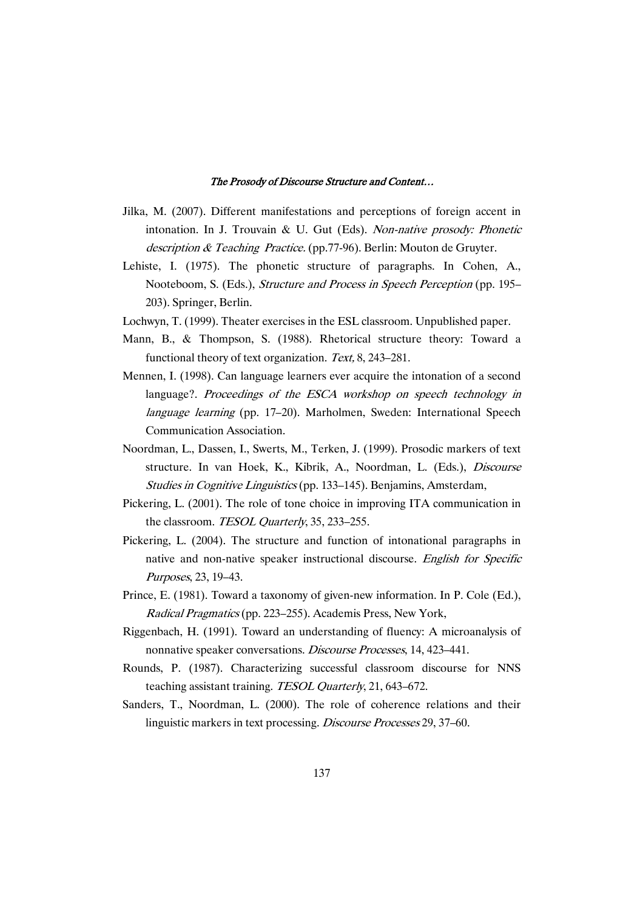Jilka, M. (2007). Different manifestations and perceptions of foreign accent in intonation. In J. Trouvain & U. Gut (Eds). *Non-native prosody: Phonetic description & Teaching Practice*. (pp.77-96). Berlin: Mouton de Gruyter.

Lehiste, I. (1975). The phonetic structure of paragraphs. In Cohen, A., Nooteboom, S. (Eds.), *Structure and Process in Speech Perception* (pp. 195–203). Springer, Berlin.

Lochwyn, T. (1999). Theater exercises in the ESL classroom. Unpublished paper.

Mann, B., & Thompson, S. (1988). Rhetorical structure theory: Toward a functional theory of text organization. *Text,* 8, 243–281.

Mennen, I. (1998). Can language learners ever acquire the intonation of a second language?. *Proceedings of the ESCA workshop on speech technology in language learning* (pp. 17–20). Marholmen, Sweden: International Speech Communication Association.

Noordman, L., Dassen, I., Swerts, M., Terken, J. (1999). Prosodic markers of text structure. In van Hoek, K., Kibrik, A., Noordman, L. (Eds.), *Discourse Studies in Cognitive Linguistics* (pp. 133–145). Benjamins, Amsterdam,

Pickering, L. (2001). The role of tone choice in improving ITA communication in the classroom. *TESOL Quarterly*, 35, 233–255.

Pickering, L. (2004). The structure and function of intonational paragraphs in native and non-native speaker instructional discourse. *English for Specific Purposes*, 23, 19–43.

Prince, E. (1981). Toward a taxonomy of given-new information. In P. Cole (Ed.), *Radical Pragmatics* (pp. 223–255). Academis Press, New York,

Riggenbach, H. (1991). Toward an understanding of fluency: A microanalysis of nonnative speaker conversations. *Discourse Processes*, 14, 423–441.

Rounds, P. (1987). Characterizing successful classroom discourse for NNS teaching assistant training. *TESOL Quarterly*, 21, 643–672.

Sanders, T., Noordman, L. (2000). The role of coherence relations and their linguistic markers in text processing. *Discourse Processes* 29, 37–60.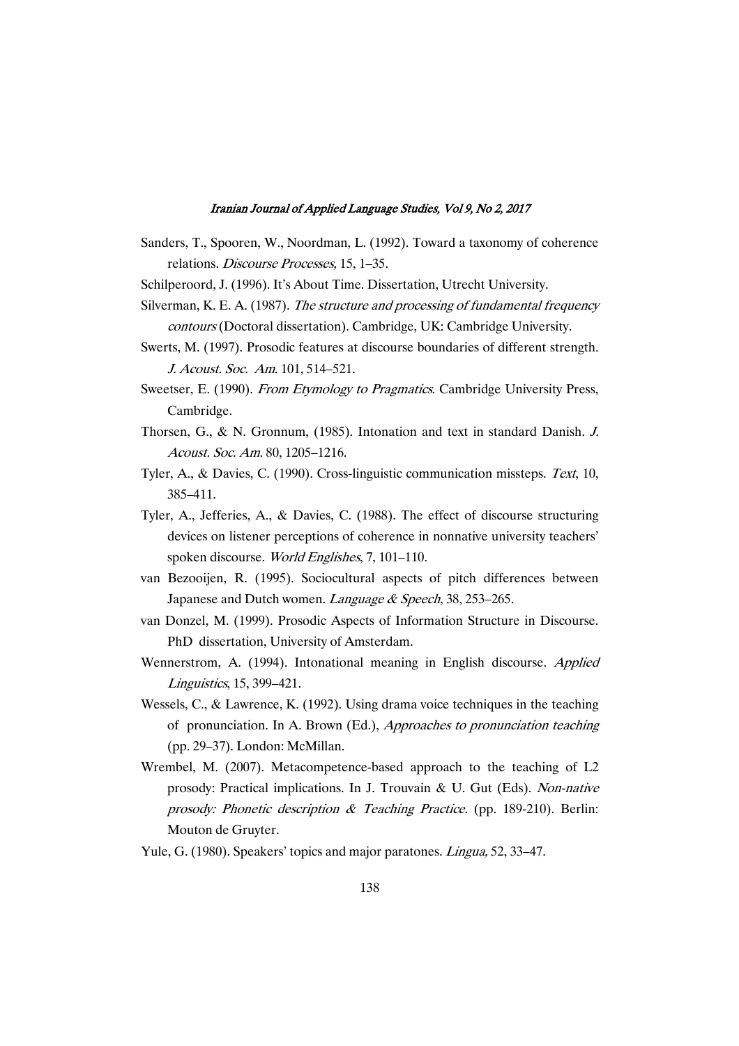Sanders, T., Spooren, W., Noordman, L. (1992). Toward a taxonomy of coherence relations. *Discourse Processes,* 15, 1–35.

Schilperoord, J. (1996). It's About Time. Dissertation, Utrecht University.

Silverman, K. E. A. (1987). *The structure and processing of fundamental frequency contours* (Doctoral dissertation). Cambridge, UK: Cambridge University.

Swerts, M. (1997). Prosodic features at discourse boundaries of different strength. *J. Acoust. Soc. Am.* 101, 514–521.

Sweetser, E. (1990). *From Etymology to Pragmatics*. Cambridge University Press, Cambridge.

Thorsen, G., & N. Gronnum, (1985). Intonation and text in standard Danish. *J. Acoust. Soc. Am.* 80, 1205–1216.

Tyler, A., & Davies, C. (1990). Cross-linguistic communication missteps. *Text*, 10, 385–411.

Tyler, A., Jefferies, A., & Davies, C. (1988). The effect of discourse structuring devices on listener perceptions of coherence in nonnative university teachers' spoken discourse. *World Englishes*, 7, 101–110.

van Bezooijen, R. (1995). Sociocultural aspects of pitch differences between Japanese and Dutch women. *Language & Speech*, 38, 253–265.

van Donzel, M. (1999). Prosodic Aspects of Information Structure in Discourse. PhD dissertation, University of Amsterdam.

Wennerstrom, A. (1994). Intonational meaning in English discourse. *Applied Linguistics*, 15, 399–421.

Wessels, C., & Lawrence, K. (1992). Using drama voice techniques in the teaching of pronunciation. In A. Brown (Ed.), *Approaches to pronunciation teaching* (pp. 29–37). London: McMillan.

Wrembel, M. (2007). Metacompetence-based approach to the teaching of L2 prosody: Practical implications. In J. Trouvain & U. Gut (Eds). *Non-native prosody: Phonetic description & Teaching Practice.* (pp. 189-210). Berlin: Mouton de Gruyter.

Yule, G. (1980). Speakers' topics and major paratones. *Lingua,* 52, 33–47.